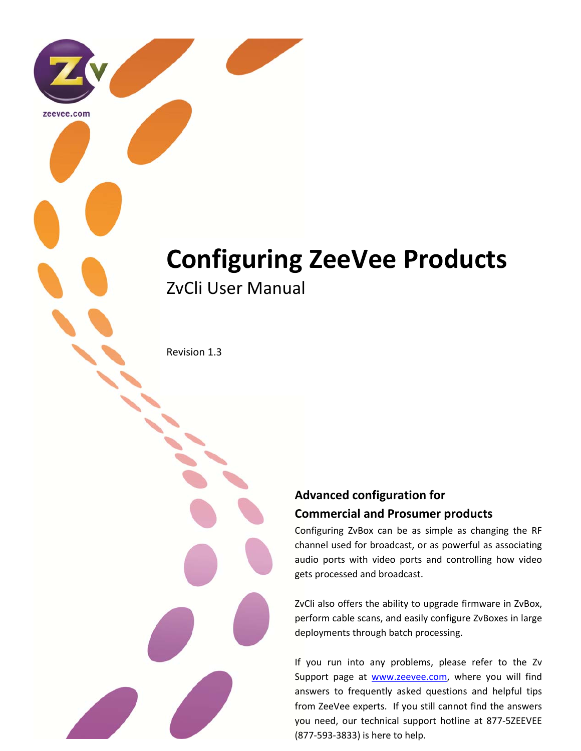zeevee.com

# Configuring ZeeVee Products

## ZvCli User Manual

Revision 1.3

**Advanced configuration for Commercial and Prosumer products**

Configuring ZvBox can be as simple as changing the RF channel used for broadcast, or as powerful as associating audio ports with video ports and controlling how video gets processed and broadcast.

ZvCli also offers the ability to upgrade firmware in ZvBox, perform cable scans, and easily configure ZvBoxes in large deployments through batch processing.

If you run into any problems, please refer to the Zv Support page at [www.zeevee.com](http://www.zeevee.com), where you will find answers to frequently asked questions and helpful tips from ZeeVee experts. If you still cannot find the answers you need, our technical support hotline at 877-5ZEEVEE (877-593-3833) is here to help.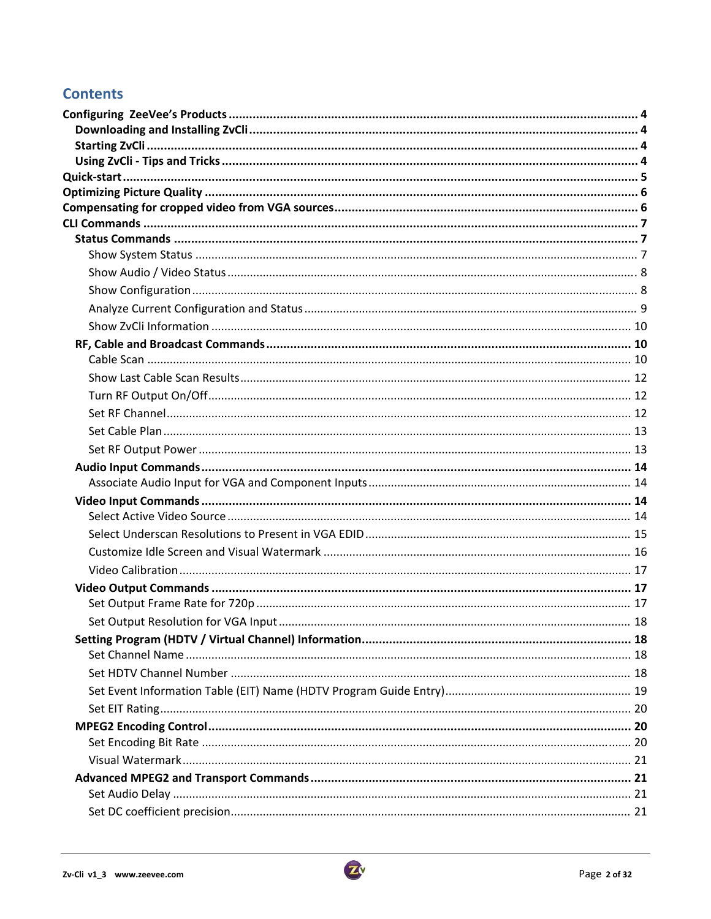# Contents

**Configuring ZeeVee's Products** ........ 4

- **Downloading and Installing ZvCli** ........ 4
- **Starting ZvCli** ........ 4
- **Using ZvCli - Tips and Tricks** ........ 4

**Quick-start** ........ 5

**Optimizing Picture Quality** ........ 6

**Compensating for cropped video from VGA sources** ........ 6

**CLI Commands** ........ 7

- **Status Commands** ........ 7
  - Show System Status ........ 7
  - Show Audio / Video Status ........ 8
  - Show Configuration ........ 8
  - Analyze Current Configuration and Status ........ 9
  - Show ZvCli Information ........ 10
- **RF, Cable and Broadcast Commands** ........ 10
  - Cable Scan ........ 10
  - Show Last Cable Scan Results ........ 12
  - Turn RF Output On/Off ........ 12
  - Set RF Channel ........ 12
  - Set Cable Plan ........ 13
  - Set RF Output Power ........ 13
- **Audio Input Commands** ........ 14
  - Associate Audio Input for VGA and Component Inputs ........ 14
- **Video Input Commands** ........ 14
  - Select Active Video Source ........ 14
  - Select Underscan Resolutions to Present in VGA EDID ........ 15
  - Customize Idle Screen and Visual Watermark ........ 16
  - Video Calibration ........ 17
- **Video Output Commands** ........ 17
  - Set Output Frame Rate for 720p ........ 17
  - Set Output Resolution for VGA Input ........ 18
- **Setting Program (HDTV / Virtual Channel) Information** ........ 18
  - Set Channel Name ........ 18
  - Set HDTV Channel Number ........ 18
  - Set Event Information Table (EIT) Name (HDTV Program Guide Entry) ........ 19
  - Set EIT Rating ........ 20
- **MPEG2 Encoding Control** ........ 20
  - Set Encoding Bit Rate ........ 20
  - Visual Watermark ........ 21
- **Advanced MPEG2 and Transport Commands** ........ 21
  - Set Audio Delay ........ 21
  - Set DC coefficient precision ........ 21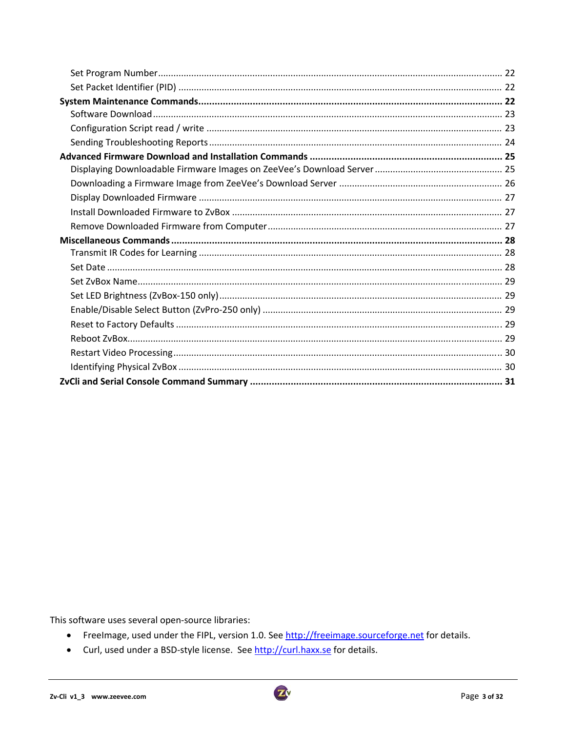- Set Program Number ..... 22
- Set Packet Identifier (PID) ..... 22

**System Maintenance Commands ..... 22**

- Software Download ..... 23
- Configuration Script read / write ..... 23
- Sending Troubleshooting Reports ..... 24

**Advanced Firmware Download and Installation Commands ..... 25**

- Displaying Downloadable Firmware Images on ZeeVee's Download Server ..... 25
- Downloading a Firmware Image from ZeeVee's Download Server ..... 26
- Display Downloaded Firmware ..... 27
- Install Downloaded Firmware to ZvBox ..... 27
- Remove Downloaded Firmware from Computer ..... 27

**Miscellaneous Commands ..... 28**

- Transmit IR Codes for Learning ..... 28
- Set Date ..... 28
- Set ZvBox Name ..... 29
- Set LED Brightness (ZvBox-150 only) ..... 29
- Enable/Disable Select Button (ZvPro-250 only) ..... 29
- Reset to Factory Defaults ..... 29
- Reboot ZvBox ..... 29
- Restart Video Processing ..... 30
- Identifying Physical ZvBox ..... 30

**ZvCli and Serial Console Command Summary ..... 31**

This software uses several open-source libraries:

- FreeImage, used under the FIPL, version 1.0. See http://freeimage.sourceforge.net for details.
- Curl, used under a BSD-style license. See http://curl.haxx.se for details.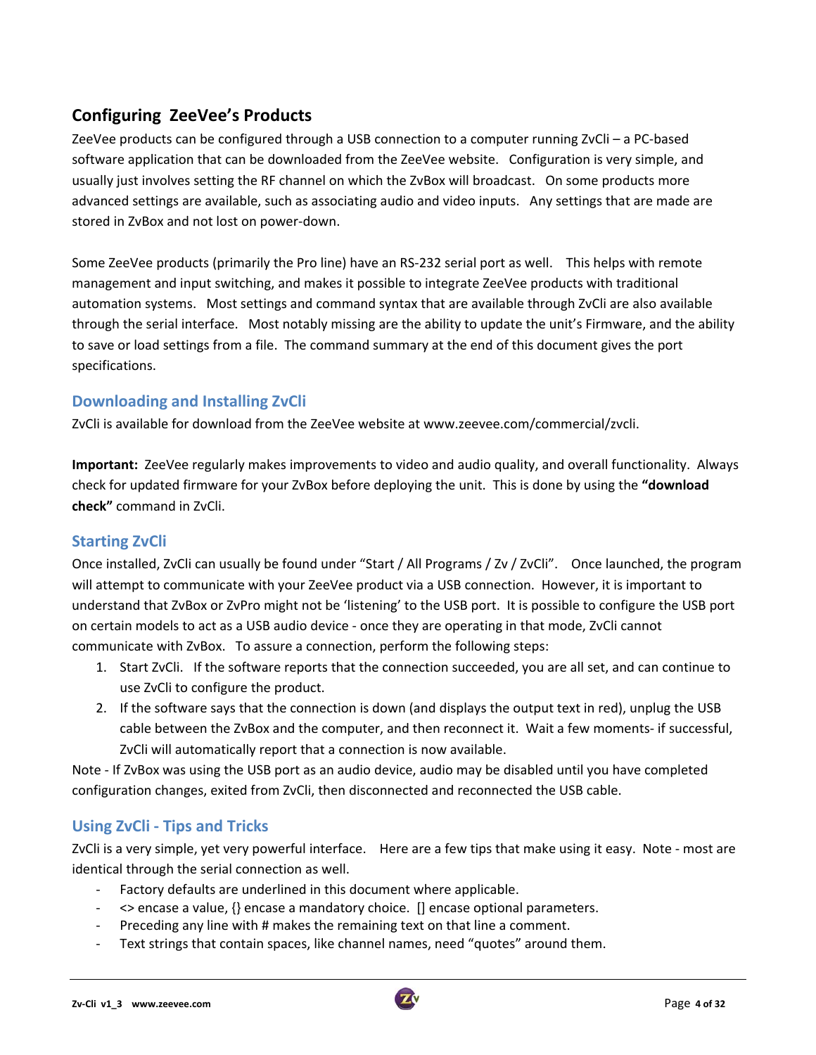## Configuring ZeeVee's Products

ZeeVee products can be configured through a USB connection to a computer running ZvCli – a PC-based software application that can be downloaded from the ZeeVee website. Configuration is very simple, and usually just involves setting the RF channel on which the ZvBox will broadcast. On some products more advanced settings are available, such as associating audio and video inputs. Any settings that are made are stored in ZvBox and not lost on power-down.

Some ZeeVee products (primarily the Pro line) have an RS-232 serial port as well. This helps with remote management and input switching, and makes it possible to integrate ZeeVee products with traditional automation systems. Most settings and command syntax that are available through ZvCli are also available through the serial interface. Most notably missing are the ability to update the unit's Firmware, and the ability to save or load settings from a file. The command summary at the end of this document gives the port specifications.

### Downloading and Installing ZvCli

ZvCli is available for download from the ZeeVee website at www.zeevee.com/commercial/zvcli.

**Important:** ZeeVee regularly makes improvements to video and audio quality, and overall functionality. Always check for updated firmware for your ZvBox before deploying the unit. This is done by using the **"download check"** command in ZvCli.

### Starting ZvCli

Once installed, ZvCli can usually be found under "Start / All Programs / Zv / ZvCli". Once launched, the program will attempt to communicate with your ZeeVee product via a USB connection. However, it is important to understand that ZvBox or ZvPro might not be 'listening' to the USB port. It is possible to configure the USB port on certain models to act as a USB audio device - once they are operating in that mode, ZvCli cannot communicate with ZvBox. To assure a connection, perform the following steps:

1. Start ZvCli. If the software reports that the connection succeeded, you are all set, and can continue to use ZvCli to configure the product.
2. If the software says that the connection is down (and displays the output text in red), unplug the USB cable between the ZvBox and the computer, and then reconnect it. Wait a few moments- if successful, ZvCli will automatically report that a connection is now available.

Note - If ZvBox was using the USB port as an audio device, audio may be disabled until you have completed configuration changes, exited from ZvCli, then disconnected and reconnected the USB cable.

### Using ZvCli - Tips and Tricks

ZvCli is a very simple, yet very powerful interface. Here are a few tips that make using it easy. Note - most are identical through the serial connection as well.

- Factory defaults are underlined in this document where applicable.
- <> encase a value, {} encase a mandatory choice. [] encase optional parameters.
- Preceding any line with # makes the remaining text on that line a comment.
- Text strings that contain spaces, like channel names, need "quotes" around them.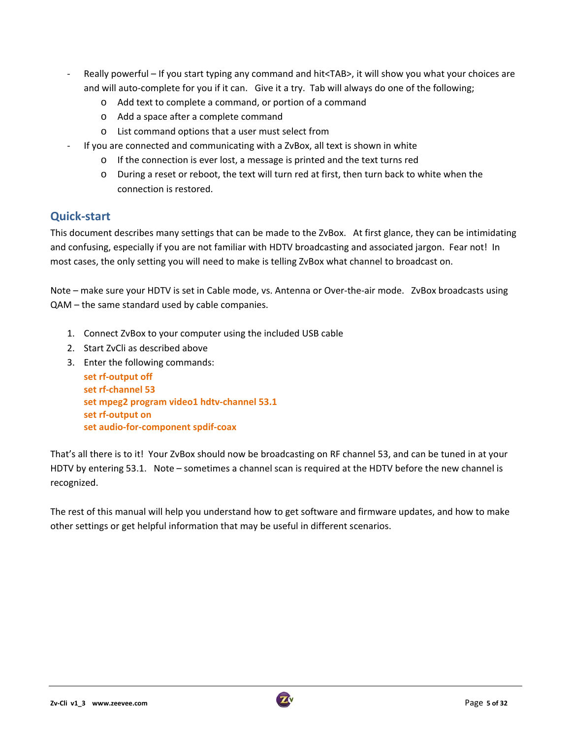- Really powerful – If you start typing any command and hit<TAB>, it will show you what your choices are and will auto-complete for you if it can. Give it a try. Tab will always do one of the following;
  - Add text to complete a command, or portion of a command
  - Add a space after a complete command
  - List command options that a user must select from
- If you are connected and communicating with a ZvBox, all text is shown in white
  - If the connection is ever lost, a message is printed and the text turns red
  - During a reset or reboot, the text will turn red at first, then turn back to white when the connection is restored.

## Quick-start

This document describes many settings that can be made to the ZvBox. At first glance, they can be intimidating and confusing, especially if you are not familiar with HDTV broadcasting and associated jargon. Fear not! In most cases, the only setting you will need to make is telling ZvBox what channel to broadcast on.

Note – make sure your HDTV is set in Cable mode, vs. Antenna or Over-the-air mode. ZvBox broadcasts using QAM – the same standard used by cable companies.

1. Connect ZvBox to your computer using the included USB cable
2. Start ZvCli as described above
3. Enter the following commands:
   **set rf-output off**
   **set rf-channel 53**
   **set mpeg2 program video1 hdtv-channel 53.1**
   **set rf-output on**
   **set audio-for-component spdif-coax**

That's all there is to it! Your ZvBox should now be broadcasting on RF channel 53, and can be tuned in at your HDTV by entering 53.1. Note – sometimes a channel scan is required at the HDTV before the new channel is recognized.

The rest of this manual will help you understand how to get software and firmware updates, and how to make other settings or get helpful information that may be useful in different scenarios.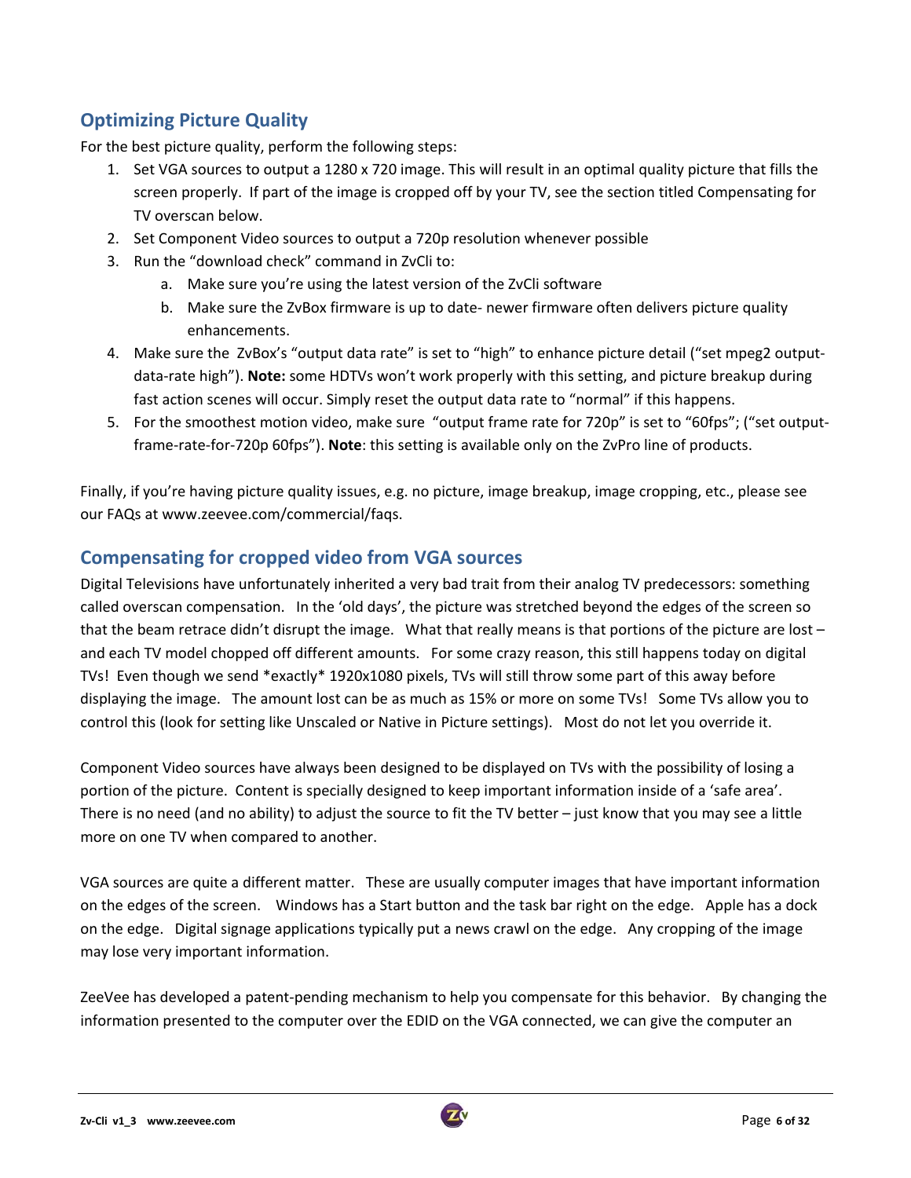## Optimizing Picture Quality

For the best picture quality, perform the following steps:

1. Set VGA sources to output a 1280 x 720 image. This will result in an optimal quality picture that fills the screen properly. If part of the image is cropped off by your TV, see the section titled Compensating for TV overscan below.
2. Set Component Video sources to output a 720p resolution whenever possible
3. Run the "download check" command in ZvCli to:
   a. Make sure you're using the latest version of the ZvCli software
   b. Make sure the ZvBox firmware is up to date- newer firmware often delivers picture quality enhancements.
4. Make sure the ZvBox's "output data rate" is set to "high" to enhance picture detail ("set mpeg2 output-data-rate high"). **Note:** some HDTVs won't work properly with this setting, and picture breakup during fast action scenes will occur. Simply reset the output data rate to "normal" if this happens.
5. For the smoothest motion video, make sure "output frame rate for 720p" is set to "60fps"; ("set output-frame-rate-for-720p 60fps"). **Note**: this setting is available only on the ZvPro line of products.

Finally, if you're having picture quality issues, e.g. no picture, image breakup, image cropping, etc., please see our FAQs at www.zeevee.com/commercial/faqs.

## Compensating for cropped video from VGA sources

Digital Televisions have unfortunately inherited a very bad trait from their analog TV predecessors: something called overscan compensation. In the 'old days', the picture was stretched beyond the edges of the screen so that the beam retrace didn't disrupt the image. What that really means is that portions of the picture are lost – and each TV model chopped off different amounts. For some crazy reason, this still happens today on digital TVs! Even though we send *exactly* 1920x1080 pixels, TVs will still throw some part of this away before displaying the image. The amount lost can be as much as 15% or more on some TVs! Some TVs allow you to control this (look for setting like Unscaled or Native in Picture settings). Most do not let you override it.

Component Video sources have always been designed to be displayed on TVs with the possibility of losing a portion of the picture. Content is specially designed to keep important information inside of a 'safe area'. There is no need (and no ability) to adjust the source to fit the TV better – just know that you may see a little more on one TV when compared to another.

VGA sources are quite a different matter. These are usually computer images that have important information on the edges of the screen. Windows has a Start button and the task bar right on the edge. Apple has a dock on the edge. Digital signage applications typically put a news crawl on the edge. Any cropping of the image may lose very important information.

ZeeVee has developed a patent-pending mechanism to help you compensate for this behavior. By changing the information presented to the computer over the EDID on the VGA connected, we can give the computer an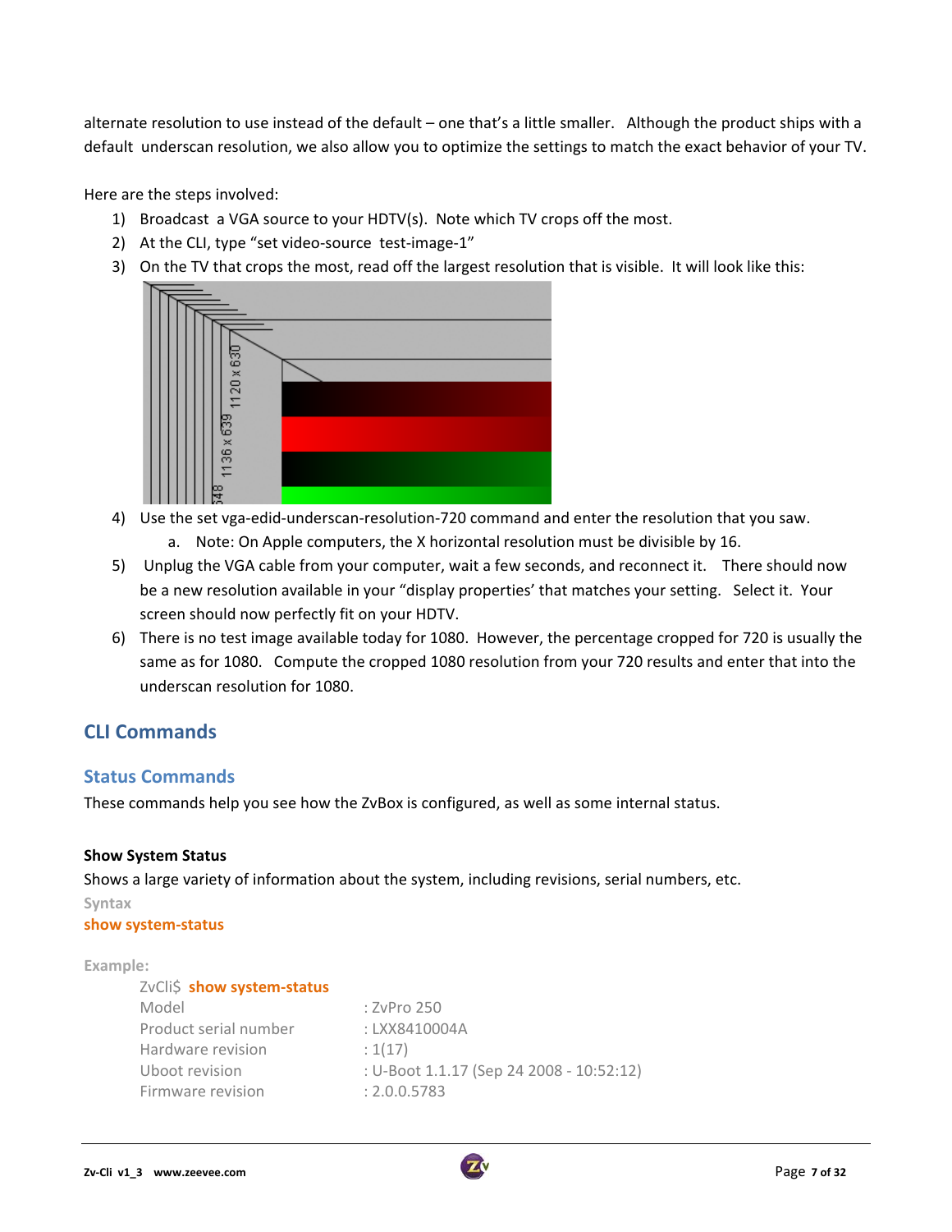alternate resolution to use instead of the default – one that's a little smaller. Although the product ships with a default underscan resolution, we also allow you to optimize the settings to match the exact behavior of your TV.

Here are the steps involved:

1) Broadcast a VGA source to your HDTV(s). Note which TV crops off the most.
2) At the CLI, type "set video-source test-image-1"
3) On the TV that crops the most, read off the largest resolution that is visible. It will look like this:
4) Use the set vga-edid-underscan-resolution-720 command and enter the resolution that you saw.
   a. Note: On Apple computers, the X horizontal resolution must be divisible by 16.
5) Unplug the VGA cable from your computer, wait a few seconds, and reconnect it. There should now be a new resolution available in your "display properties' that matches your setting. Select it. Your screen should now perfectly fit on your HDTV.
6) There is no test image available today for 1080. However, the percentage cropped for 720 is usually the same as for 1080. Compute the cropped 1080 resolution from your 720 results and enter that into the underscan resolution for 1080.

## CLI Commands

### Status Commands

These commands help you see how the ZvBox is configured, as well as some internal status.

**Show System Status**

Shows a large variety of information about the system, including revisions, serial numbers, etc.

Syntax

show system-status

Example:

```
ZvCli$ show system-status
Model                    : ZvPro 250
Product serial number    : LXX8410004A
Hardware revision        : 1(17)
Uboot revision           : U-Boot 1.1.17 (Sep 24 2008 - 10:52:12)
Firmware revision        : 2.0.0.5783
```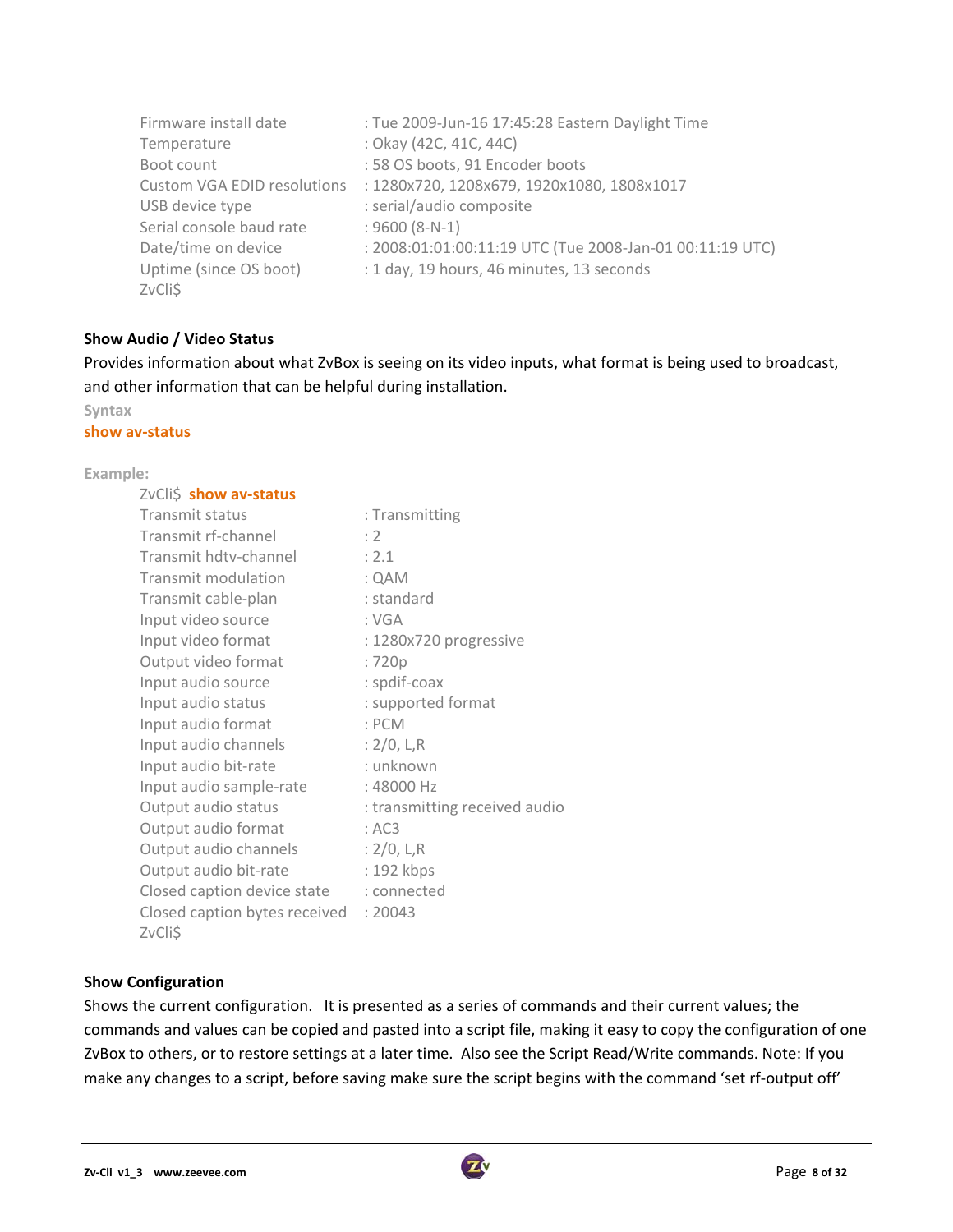```
Firmware install date          : Tue 2009-Jun-16 17:45:28 Eastern Daylight Time
Temperature                    : Okay (42C, 41C, 44C)
Boot count                     : 58 OS boots, 91 Encoder boots
Custom VGA EDID resolutions    : 1280x720, 1208x679, 1920x1080, 1808x1017
USB device type                : serial/audio composite
Serial console baud rate       : 9600 (8-N-1)
Date/time on device            : 2008:01:01:00:11:19 UTC (Tue 2008-Jan-01 00:11:19 UTC)
Uptime (since OS boot)         : 1 day, 19 hours, 46 minutes, 13 seconds
ZvCli$
```

**Show Audio / Video Status**

Provides information about what ZvBox is seeing on its video inputs, what format is being used to broadcast, and other information that can be helpful during installation.

**Syntax**

**show av-status**

**Example:**

```
ZvCli$ show av-status
Transmit status                : Transmitting
Transmit rf-channel            : 2
Transmit hdtv-channel          : 2.1
Transmit modulation            : QAM
Transmit cable-plan            : standard
Input video source             : VGA
Input video format             : 1280x720 progressive
Output video format            : 720p
Input audio source             : spdif-coax
Input audio status             : supported format
Input audio format             : PCM
Input audio channels           : 2/0, L,R
Input audio bit-rate           : unknown
Input audio sample-rate        : 48000 Hz
Output audio status            : transmitting received audio
Output audio format            : AC3
Output audio channels          : 2/0, L,R
Output audio bit-rate          : 192 kbps
Closed caption device state    : connected
Closed caption bytes received  : 20043
ZvCli$
```

**Show Configuration**

Shows the current configuration. It is presented as a series of commands and their current values; the commands and values can be copied and pasted into a script file, making it easy to copy the configuration of one ZvBox to others, or to restore settings at a later time. Also see the Script Read/Write commands. Note: If you make any changes to a script, before saving make sure the script begins with the command 'set rf-output off'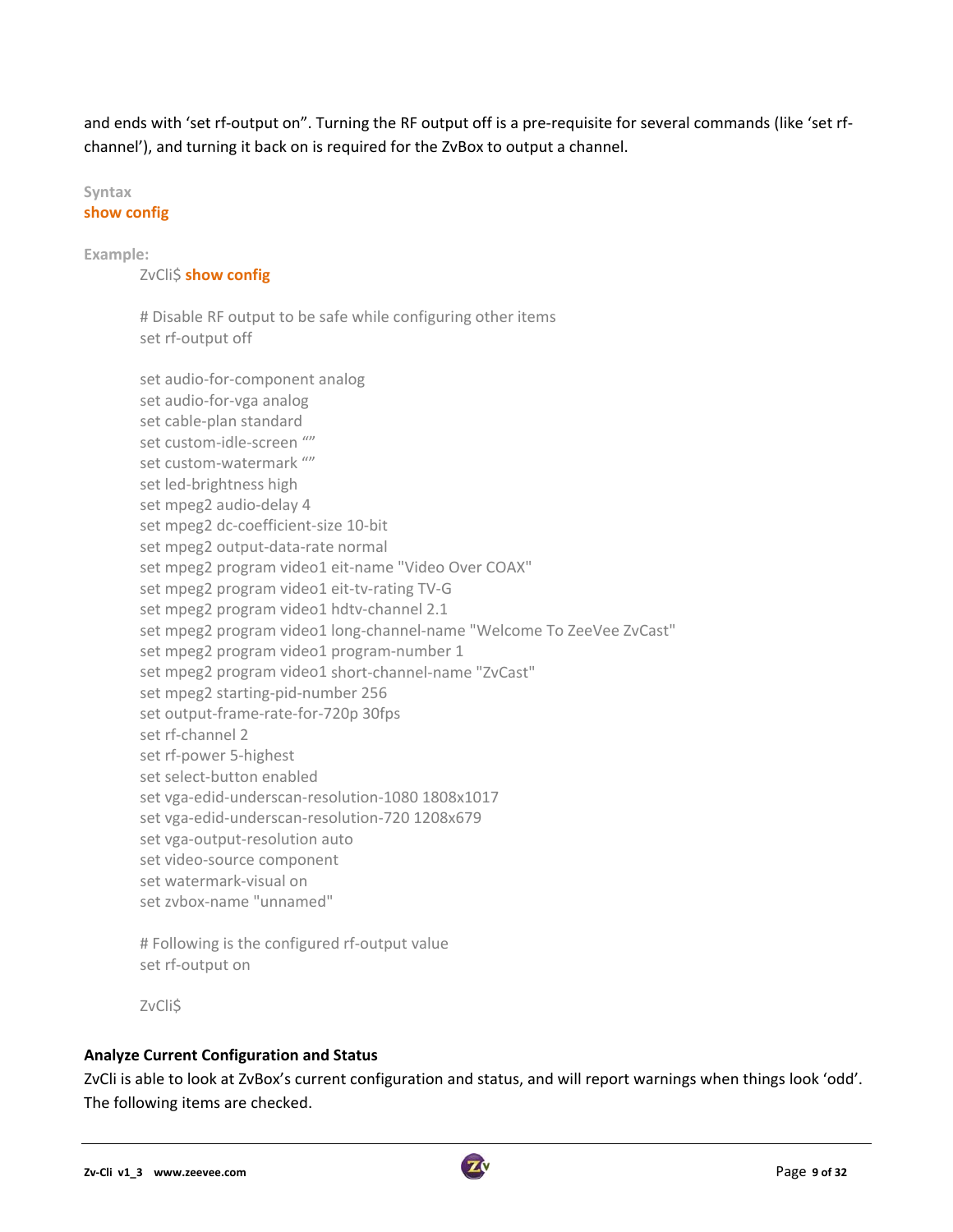and ends with 'set rf-output on". Turning the RF output off is a pre-requisite for several commands (like 'set rf-channel'), and turning it back on is required for the ZvBox to output a channel.

**Syntax**

**show config**

**Example:**

```
ZvCli$ show config

# Disable RF output to be safe while configuring other items
set rf-output off

set audio-for-component analog
set audio-for-vga analog
set cable-plan standard
set custom-idle-screen ""
set custom-watermark ""
set led-brightness high
set mpeg2 audio-delay 4
set mpeg2 dc-coefficient-size 10-bit
set mpeg2 output-data-rate normal
set mpeg2 program video1 eit-name "Video Over COAX"
set mpeg2 program video1 eit-tv-rating TV-G
set mpeg2 program video1 hdtv-channel 2.1
set mpeg2 program video1 long-channel-name "Welcome To ZeeVee ZvCast"
set mpeg2 program video1 program-number 1
set mpeg2 program video1 short-channel-name "ZvCast"
set mpeg2 starting-pid-number 256
set output-frame-rate-for-720p 30fps
set rf-channel 2
set rf-power 5-highest
set select-button enabled
set vga-edid-underscan-resolution-1080 1808x1017
set vga-edid-underscan-resolution-720 1208x679
set vga-output-resolution auto
set video-source component
set watermark-visual on
set zvbox-name "unnamed"

# Following is the configured rf-output value
set rf-output on

ZvCli$
```

**Analyze Current Configuration and Status**

ZvCli is able to look at ZvBox's current configuration and status, and will report warnings when things look 'odd'. The following items are checked.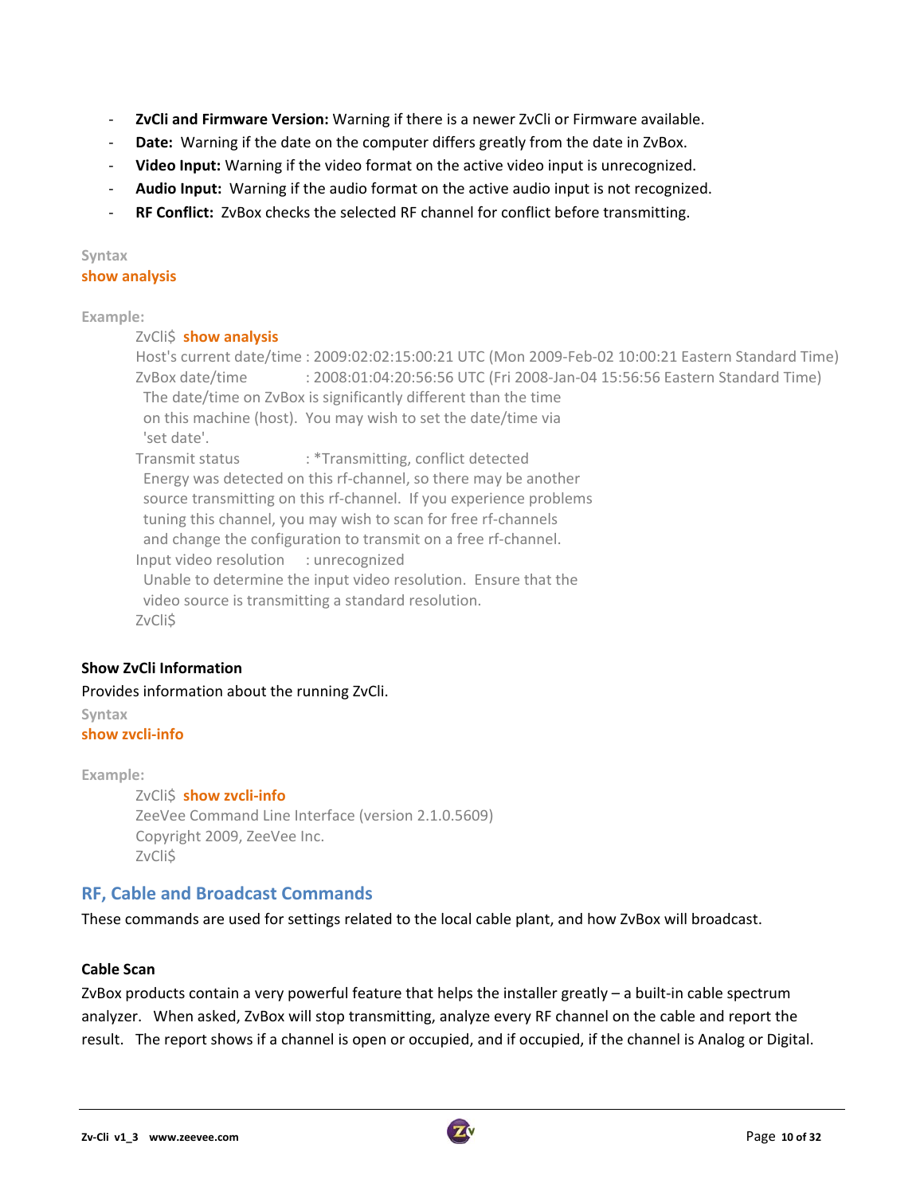- **ZvCli and Firmware Version:** Warning if there is a newer ZvCli or Firmware available.
- **Date:** Warning if the date on the computer differs greatly from the date in ZvBox.
- **Video Input:** Warning if the video format on the active video input is unrecognized.
- **Audio Input:** Warning if the audio format on the active audio input is not recognized.
- **RF Conflict:** ZvBox checks the selected RF channel for conflict before transmitting.

Syntax

**show analysis**

Example:

```
ZvCli$  show analysis
Host's current date/time : 2009:02:02:15:00:21 UTC (Mon 2009-Feb-02 10:00:21 Eastern Standard Time)
ZvBox date/time          : 2008:01:04:20:56:56 UTC (Fri 2008-Jan-04 15:56:56 Eastern Standard Time)
  The date/time on ZvBox is significantly different than the time
  on this machine (host).  You may wish to set the date/time via
  'set date'.
Transmit status          : *Transmitting, conflict detected
  Energy was detected on this rf-channel, so there may be another
  source transmitting on this rf-channel.  If you experience problems
  tuning this channel, you may wish to scan for free rf-channels
  and change the configuration to transmit on a free rf-channel.
Input video resolution   : unrecognized
  Unable to determine the input video resolution.  Ensure that the
  video source is transmitting a standard resolution.
ZvCli$
```

**Show ZvCli Information**

Provides information about the running ZvCli.

Syntax

**show zvcli-info**

Example:

```
ZvCli$  show zvcli-info
ZeeVee Command Line Interface (version 2.1.0.5609)
Copyright 2009, ZeeVee Inc.
ZvCli$
```

## RF, Cable and Broadcast Commands

These commands are used for settings related to the local cable plant, and how ZvBox will broadcast.

**Cable Scan**

ZvBox products contain a very powerful feature that helps the installer greatly – a built-in cable spectrum analyzer. When asked, ZvBox will stop transmitting, analyze every RF channel on the cable and report the result. The report shows if a channel is open or occupied, and if occupied, if the channel is Analog or Digital.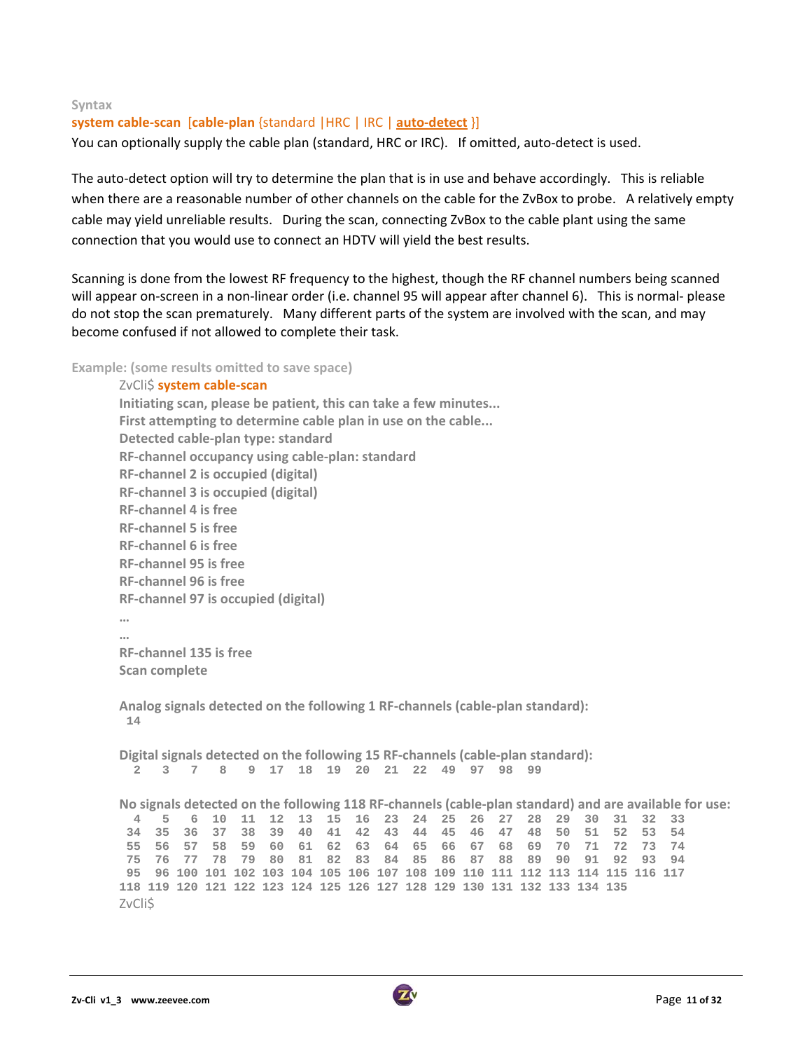**Syntax**

**system cable-scan** [**cable-plan** {standard |HRC | IRC | **auto-detect** }]

You can optionally supply the cable plan (standard, HRC or IRC). If omitted, auto-detect is used.

The auto-detect option will try to determine the plan that is in use and behave accordingly. This is reliable when there are a reasonable number of other channels on the cable for the ZvBox to probe. A relatively empty cable may yield unreliable results. During the scan, connecting ZvBox to the cable plant using the same connection that you would use to connect an HDTV will yield the best results.

Scanning is done from the lowest RF frequency to the highest, though the RF channel numbers being scanned will appear on-screen in a non-linear order (i.e. channel 95 will appear after channel 6). This is normal- please do not stop the scan prematurely. Many different parts of the system are involved with the scan, and may become confused if not allowed to complete their task.

**Example: (some results omitted to save space)**

```
ZvCli$ system cable-scan
Initiating scan, please be patient, this can take a few minutes...
First attempting to determine cable plan in use on the cable...
Detected cable-plan type: standard
RF-channel occupancy using cable-plan: standard
RF-channel 2 is occupied (digital)
RF-channel 3 is occupied (digital)
RF-channel 4 is free
RF-channel 5 is free
RF-channel 6 is free
RF-channel 95 is free
RF-channel 96 is free
RF-channel 97 is occupied (digital)
…
…
RF-channel 135 is free
Scan complete

Analog signals detected on the following 1 RF-channels (cable-plan standard):
 14

Digital signals detected on the following 15 RF-channels (cable-plan standard):
  2   3   7   8   9  17  18  19  20  21  22  49  97  98  99

No signals detected on the following 118 RF-channels (cable-plan standard) and are available for use:
  4   5   6  10  11  12  13  15  16  23  24  25  26  27  28  29  30  31  32  33
 34  35  36  37  38  39  40  41  42  43  44  45  46  47  48  50  51  52  53  54
 55  56  57  58  59  60  61  62  63  64  65  66  67  68  69  70  71  72  73  74
 75  76  77  78  79  80  81  82  83  84  85  86  87  88  89  90  91  92  93  94
 95  96 100 101 102 103 104 105 106 107 108 109 110 111 112 113 114 115 116 117
118 119 120 121 122 123 124 125 126 127 128 129 130 131 132 133 134 135
ZvCli$
```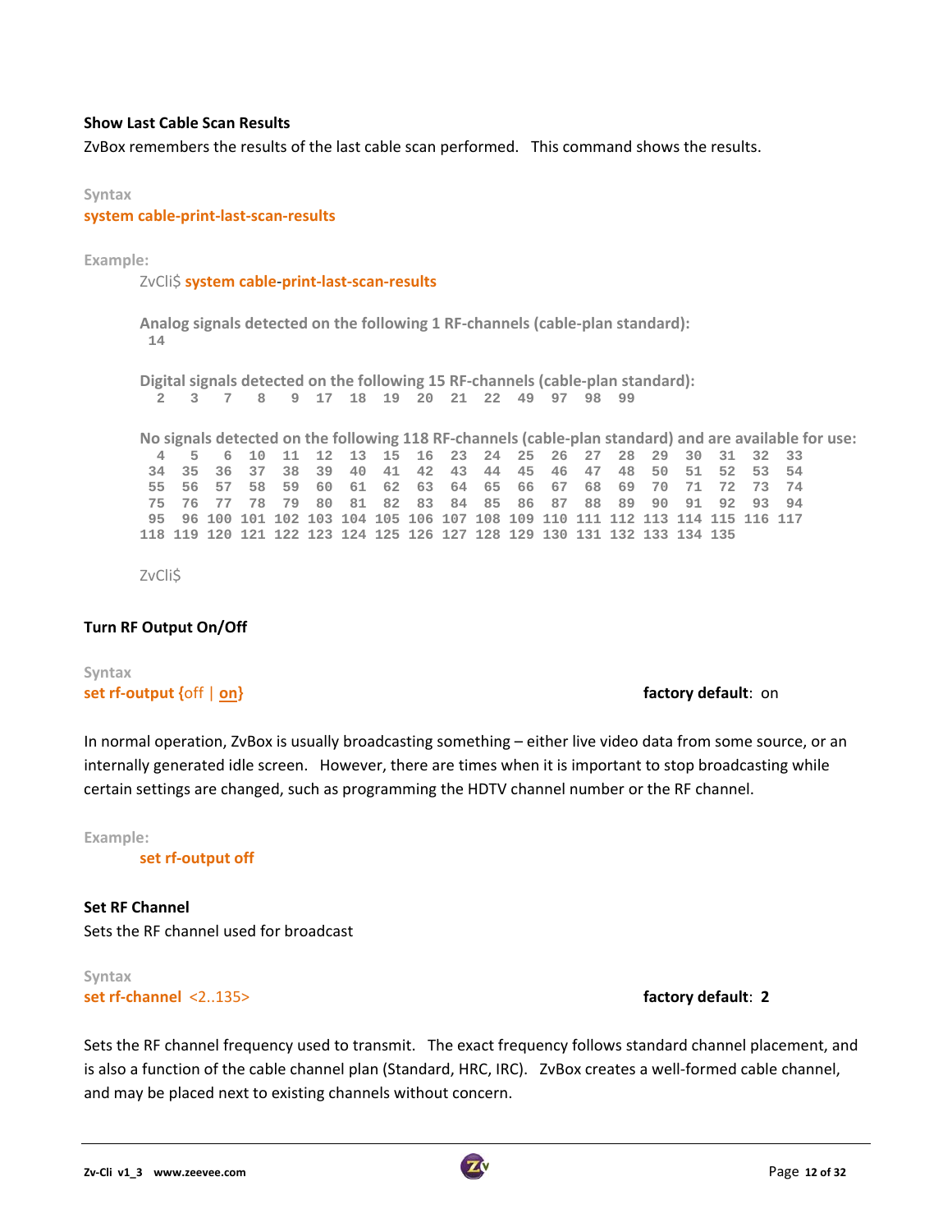**Show Last Cable Scan Results**

ZvBox remembers the results of the last cable scan performed. This command shows the results.

Syntax

**system cable-print-last-scan-results**

Example:

```
ZvCli$ system cable-print-last-scan-results

Analog signals detected on the following 1 RF-channels (cable-plan standard):
 14

Digital signals detected on the following 15 RF-channels (cable-plan standard):
  2   3   7   8   9  17  18  19  20  21  22  49  97  98  99

No signals detected on the following 118 RF-channels (cable-plan standard) and are available for use:
  4   5   6  10  11  12  13  15  16  23  24  25  26  27  28  29  30  31  32  33
 34  35  36  37  38  39  40  41  42  43  44  45  46  47  48  50  51  52  53  54
 55  56  57  58  59  60  61  62  63  64  65  66  67  68  69  70  71  72  73  74
 75  76  77  78  79  80  81  82  83  84  85  86  87  88  89  90  91  92  93  94
 95  96 100 101 102 103 104 105 106 107 108 109 110 111 112 113 114 115 116 117
118 119 120 121 122 123 124 125 126 127 128 129 130 131 132 133 134 135

ZvCli$
```

**Turn RF Output On/Off**

Syntax

**set rf-output** {off | on} **factory default**: on

In normal operation, ZvBox is usually broadcasting something – either live video data from some source, or an internally generated idle screen. However, there are times when it is important to stop broadcasting while certain settings are changed, such as programming the HDTV channel number or the RF channel.

Example:

**set rf-output off**

**Set RF Channel**

Sets the RF channel used for broadcast

Syntax

**set rf-channel** <2..135> **factory default**: **2**

Sets the RF channel frequency used to transmit. The exact frequency follows standard channel placement, and is also a function of the cable channel plan (Standard, HRC, IRC). ZvBox creates a well-formed cable channel, and may be placed next to existing channels without concern.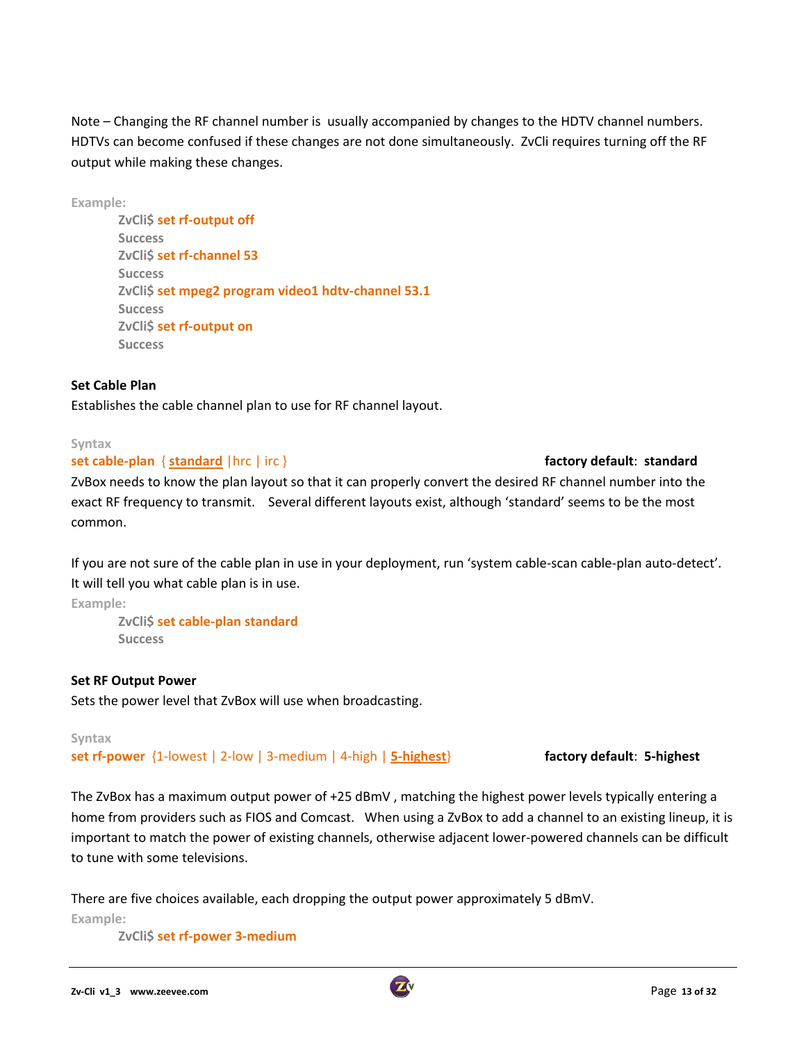Note – Changing the RF channel number is usually accompanied by changes to the HDTV channel numbers. HDTVs can become confused if these changes are not done simultaneously. ZvCli requires turning off the RF output while making these changes.

Example:

```
ZvCli$ set rf-output off
Success
ZvCli$ set rf-channel 53
Success
ZvCli$ set mpeg2 program video1 hdtv-channel 53.1
Success
ZvCli$ set rf-output on
Success
```

**Set Cable Plan**

Establishes the cable channel plan to use for RF channel layout.

Syntax

**set cable-plan** { **standard** |hrc | irc } **factory default**: **standard**

ZvBox needs to know the plan layout so that it can properly convert the desired RF channel number into the exact RF frequency to transmit. Several different layouts exist, although 'standard' seems to be the most common.

If you are not sure of the cable plan in use in your deployment, run 'system cable-scan cable-plan auto-detect'. It will tell you what cable plan is in use.

Example:

```
ZvCli$ set cable-plan standard
Success
```

**Set RF Output Power**

Sets the power level that ZvBox will use when broadcasting.

Syntax

**set rf-power** {1-lowest | 2-low | 3-medium | 4-high | **5-highest**} **factory default**: **5-highest**

The ZvBox has a maximum output power of +25 dBmV , matching the highest power levels typically entering a home from providers such as FIOS and Comcast. When using a ZvBox to add a channel to an existing lineup, it is important to match the power of existing channels, otherwise adjacent lower-powered channels can be difficult to tune with some televisions.

There are five choices available, each dropping the output power approximately 5 dBmV.

Example:

```
ZvCli$ set rf-power 3-medium
```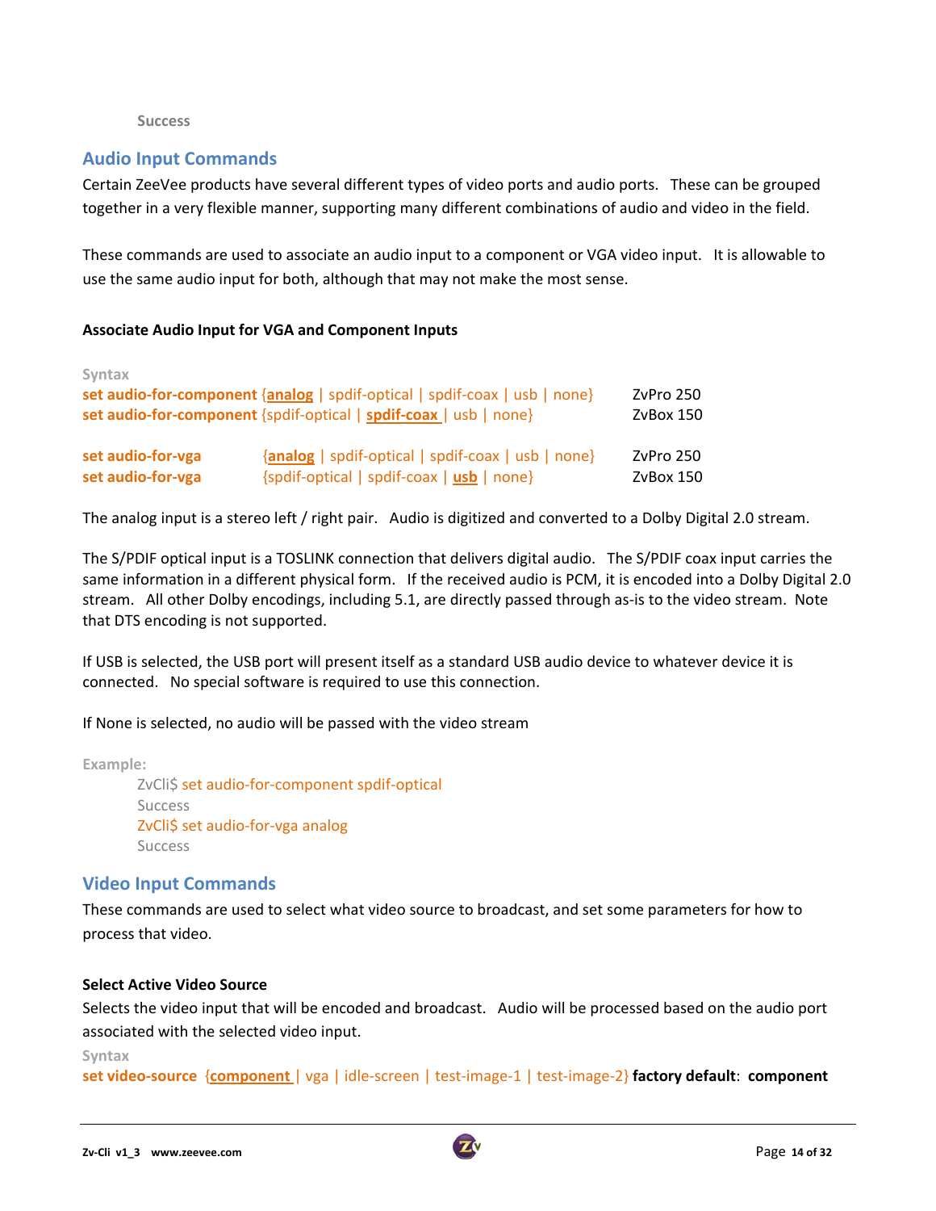Success

## Audio Input Commands

Certain ZeeVee products have several different types of video ports and audio ports. These can be grouped together in a very flexible manner, supporting many different combinations of audio and video in the field.

These commands are used to associate an audio input to a component or VGA video input. It is allowable to use the same audio input for both, although that may not make the most sense.

### Associate Audio Input for VGA and Component Inputs

Syntax

**set audio-for-component** {**analog** | spdif-optical | spdif-coax | usb | none} ZvPro 250
**set audio-for-component** {spdif-optical | **spdif-coax** | usb | none} ZvBox 150

**set audio-for-vga** {**analog** | spdif-optical | spdif-coax | usb | none} ZvPro 250
**set audio-for-vga** {spdif-optical | spdif-coax | **usb** | none} ZvBox 150

The analog input is a stereo left / right pair. Audio is digitized and converted to a Dolby Digital 2.0 stream.

The S/PDIF optical input is a TOSLINK connection that delivers digital audio. The S/PDIF coax input carries the same information in a different physical form. If the received audio is PCM, it is encoded into a Dolby Digital 2.0 stream. All other Dolby encodings, including 5.1, are directly passed through as-is to the video stream. Note that DTS encoding is not supported.

If USB is selected, the USB port will present itself as a standard USB audio device to whatever device it is connected. No special software is required to use this connection.

If None is selected, no audio will be passed with the video stream

Example:

```
ZvCli$ set audio-for-component spdif-optical
Success
ZvCli$ set audio-for-vga analog
Success
```

## Video Input Commands

These commands are used to select what video source to broadcast, and set some parameters for how to process that video.

### Select Active Video Source

Selects the video input that will be encoded and broadcast. Audio will be processed based on the audio port associated with the selected video input.

Syntax

**set video-source** {**component** | vga | idle-screen | test-image-1 | test-image-2} **factory default**: **component**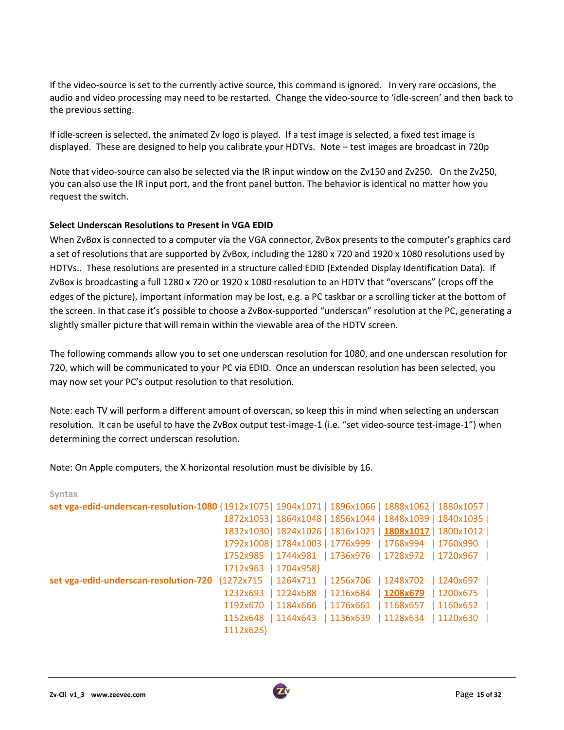If the video-source is set to the currently active source, this command is ignored. In very rare occasions, the audio and video processing may need to be restarted. Change the video-source to 'idle-screen' and then back to the previous setting.

If idle-screen is selected, the animated Zv logo is played. If a test image is selected, a fixed test image is displayed. These are designed to help you calibrate your HDTVs. Note – test images are broadcast in 720p

Note that video-source can also be selected via the IR input window on the Zv150 and Zv250. On the Zv250, you can also use the IR input port, and the front panel button. The behavior is identical no matter how you request the switch.

**Select Underscan Resolutions to Present in VGA EDID**

When ZvBox is connected to a computer via the VGA connector, ZvBox presents to the computer's graphics card a set of resolutions that are supported by ZvBox, including the 1280 x 720 and 1920 x 1080 resolutions used by HDTVs.. These resolutions are presented in a structure called EDID (Extended Display Identification Data). If ZvBox is broadcasting a full 1280 x 720 or 1920 x 1080 resolution to an HDTV that "overscans" (crops off the edges of the picture), important information may be lost, e.g. a PC taskbar or a scrolling ticker at the bottom of the screen. In that case it's possible to choose a ZvBox-supported "underscan" resolution at the PC, generating a slightly smaller picture that will remain within the viewable area of the HDTV screen.

The following commands allow you to set one underscan resolution for 1080, and one underscan resolution for 720, which will be communicated to your PC via EDID. Once an underscan resolution has been selected, you may now set your PC's output resolution to that resolution.

Note: each TV will perform a different amount of overscan, so keep this in mind when selecting an underscan resolution. It can be useful to have the ZvBox output test-image-1 (i.e. "set video-source test-image-1") when determining the correct underscan resolution.

Note: On Apple computers, the X horizontal resolution must be divisible by 16.

Syntax

**set vga-edid-underscan-resolution-1080** {1912x1075 | 1904x1071 | 1896x1066 | 1888x1062 | 1880x1057 | 1872x1053 | 1864x1048 | 1856x1044 | 1848x1039 | 1840x1035 | 1832x1030 | 1824x1026 | 1816x1021 | **1808x1017** | 1800x1012 | 1792x1008 | 1784x1003 | 1776x999 | 1768x994 | 1760x990 | 1752x985 | 1744x981 | 1736x976 | 1728x972 | 1720x967 | 1712x963 | 1704x958}

**set vga-edid-underscan-resolution-720** {1272x715 | 1264x711 | 1256x706 | 1248x702 | 1240x697 | 1232x693 | 1224x688 | 1216x684 | **1208x679** | 1200x675 | 1192x670 | 1184x666 | 1176x661 | 1168x657 | 1160x652 | 1152x648 | 1144x643 | 1136x639 | 1128x634 | 1120x630 | 1112x625}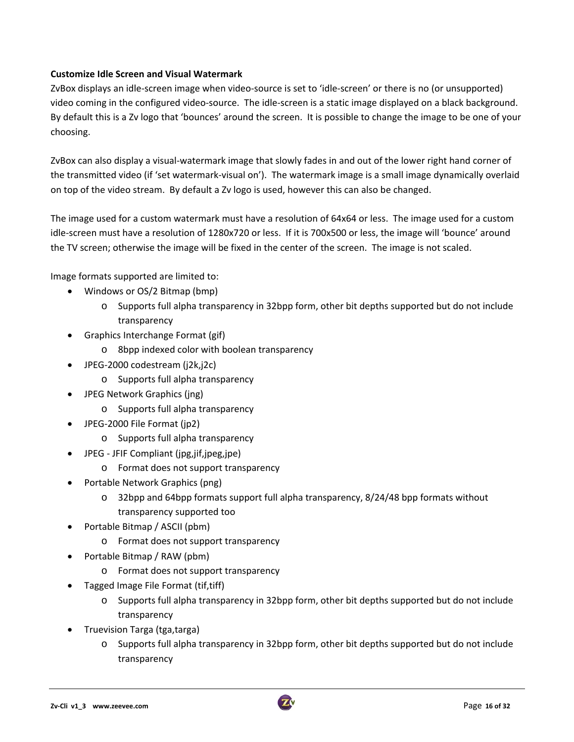**Customize Idle Screen and Visual Watermark**

ZvBox displays an idle-screen image when video-source is set to 'idle-screen' or there is no (or unsupported) video coming in the configured video-source. The idle-screen is a static image displayed on a black background. By default this is a Zv logo that 'bounces' around the screen. It is possible to change the image to be one of your choosing.

ZvBox can also display a visual-watermark image that slowly fades in and out of the lower right hand corner of the transmitted video (if 'set watermark-visual on'). The watermark image is a small image dynamically overlaid on top of the video stream. By default a Zv logo is used, however this can also be changed.

The image used for a custom watermark must have a resolution of 64x64 or less. The image used for a custom idle-screen must have a resolution of 1280x720 or less. If it is 700x500 or less, the image will 'bounce' around the TV screen; otherwise the image will be fixed in the center of the screen. The image is not scaled.

Image formats supported are limited to:

- Windows or OS/2 Bitmap (bmp)
  - Supports full alpha transparency in 32bpp form, other bit depths supported but do not include transparency
- Graphics Interchange Format (gif)
  - 8bpp indexed color with boolean transparency
- JPEG-2000 codestream (j2k,j2c)
  - Supports full alpha transparency
- JPEG Network Graphics (jng)
  - Supports full alpha transparency
- JPEG-2000 File Format (jp2)
  - Supports full alpha transparency
- JPEG - JFIF Compliant (jpg,jif,jpeg,jpe)
  - Format does not support transparency
- Portable Network Graphics (png)
  - 32bpp and 64bpp formats support full alpha transparency, 8/24/48 bpp formats without transparency supported too
- Portable Bitmap / ASCII (pbm)
  - Format does not support transparency
- Portable Bitmap / RAW (pbm)
  - Format does not support transparency
- Tagged Image File Format (tif,tiff)
  - Supports full alpha transparency in 32bpp form, other bit depths supported but do not include transparency
- Truevision Targa (tga,targa)
  - Supports full alpha transparency in 32bpp form, other bit depths supported but do not include transparency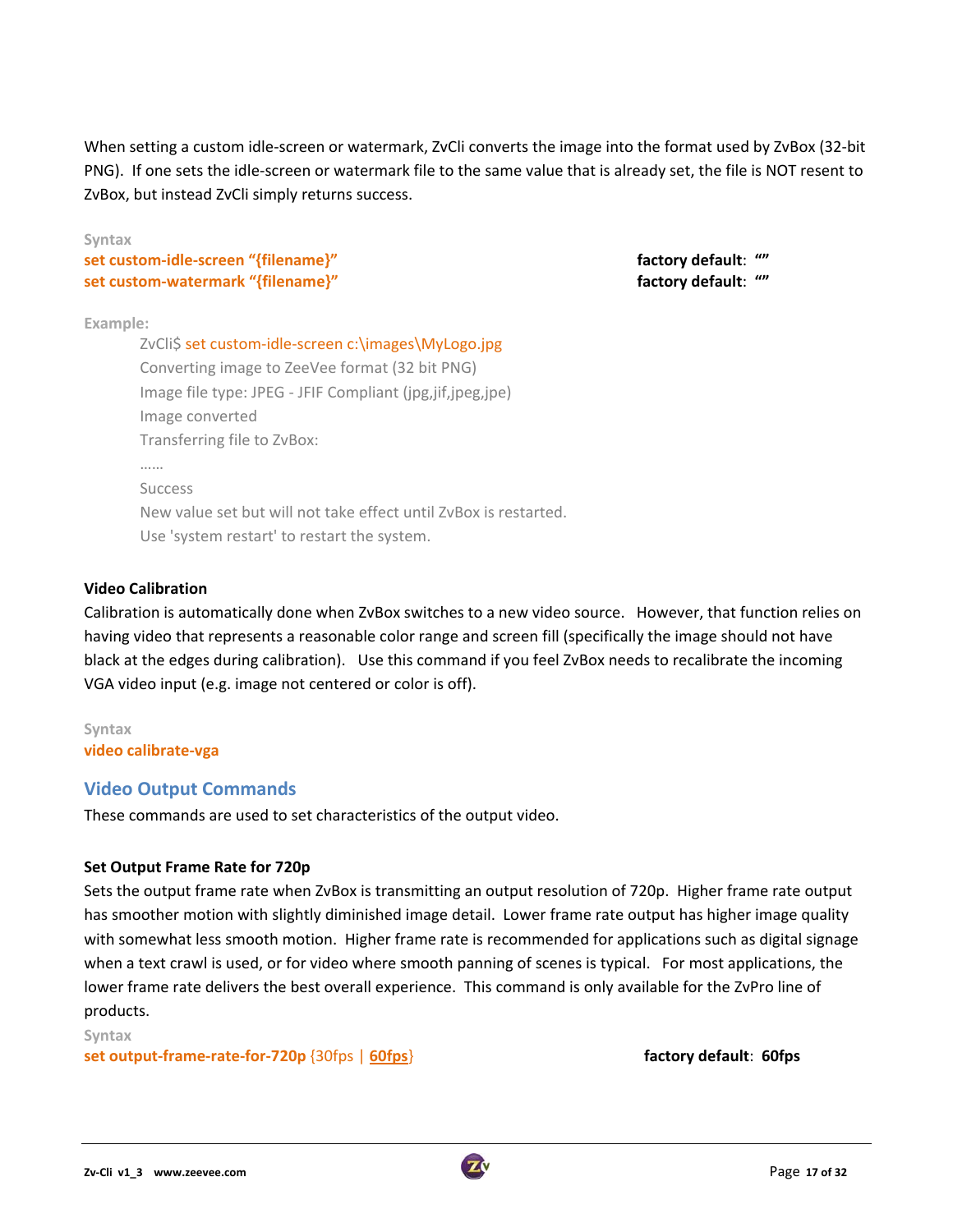When setting a custom idle-screen or watermark, ZvCli converts the image into the format used by ZvBox (32-bit PNG). If one sets the idle-screen or watermark file to the same value that is already set, the file is NOT resent to ZvBox, but instead ZvCli simply returns success.

Syntax

**set custom-idle-screen "{filename}"** **factory default**: **""**

**set custom-watermark "{filename}"** **factory default**: **""**

Example:

```
ZvCli$ set custom-idle-screen c:\images\MyLogo.jpg
Converting image to ZeeVee format (32 bit PNG)
Image file type: JPEG - JFIF Compliant (jpg,jif,jpeg,jpe)
Image converted
Transferring file to ZvBox:
……
Success
New value set but will not take effect until ZvBox is restarted.
Use 'system restart' to restart the system.
```

**Video Calibration**

Calibration is automatically done when ZvBox switches to a new video source. However, that function relies on having video that represents a reasonable color range and screen fill (specifically the image should not have black at the edges during calibration). Use this command if you feel ZvBox needs to recalibrate the incoming VGA video input (e.g. image not centered or color is off).

Syntax

**video calibrate-vga**

## Video Output Commands

These commands are used to set characteristics of the output video.

**Set Output Frame Rate for 720p**

Sets the output frame rate when ZvBox is transmitting an output resolution of 720p. Higher frame rate output has smoother motion with slightly diminished image detail. Lower frame rate output has higher image quality with somewhat less smooth motion. Higher frame rate is recommended for applications such as digital signage when a text crawl is used, or for video where smooth panning of scenes is typical. For most applications, the lower frame rate delivers the best overall experience. This command is only available for the ZvPro line of products.

Syntax

**set output-frame-rate-for-720p** {30fps | **60fps**} **factory default**: **60fps**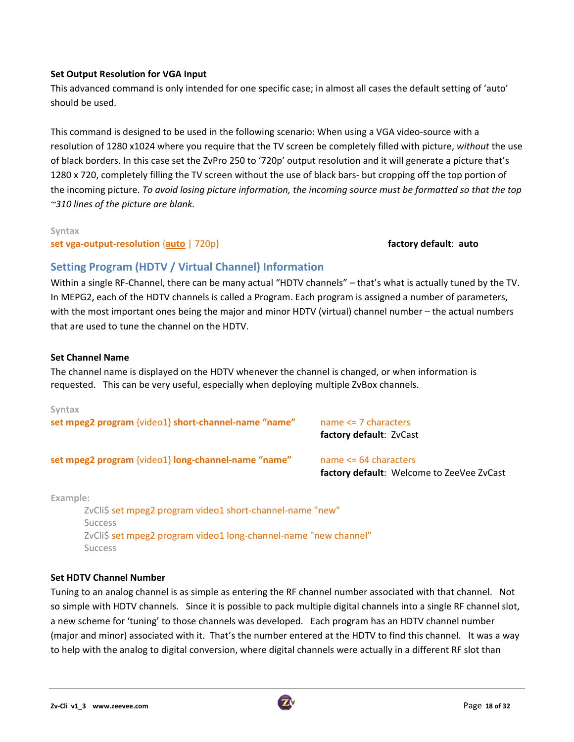**Set Output Resolution for VGA Input**

This advanced command is only intended for one specific case; in almost all cases the default setting of 'auto' should be used.

This command is designed to be used in the following scenario: When using a VGA video-source with a resolution of 1280 x1024 where you require that the TV screen be completely filled with picture, *without* the use of black borders. In this case set the ZvPro 250 to '720p' output resolution and it will generate a picture that's 1280 x 720, completely filling the TV screen without the use of black bars- but cropping off the top portion of the incoming picture. *To avoid losing picture information, the incoming source must be formatted so that the top ~310 lines of the picture are blank.*

Syntax

**set vga-output-resolution** {<u>**auto**</u> | 720p} **factory default**: **auto**

## Setting Program (HDTV / Virtual Channel) Information

Within a single RF-Channel, there can be many actual "HDTV channels" – that's what is actually tuned by the TV. In MEPG2, each of the HDTV channels is called a Program. Each program is assigned a number of parameters, with the most important ones being the major and minor HDTV (virtual) channel number – the actual numbers that are used to tune the channel on the HDTV.

**Set Channel Name**

The channel name is displayed on the HDTV whenever the channel is changed, or when information is requested. This can be very useful, especially when deploying multiple ZvBox channels.

Syntax

**set mpeg2 program** {video1} **short-channel-name "name"** — name <= 7 characters
**factory default**: ZvCast

**set mpeg2 program** {video1} **long-channel-name "name"** — name <= 64 characters
**factory default**: Welcome to ZeeVee ZvCast

Example:

```
ZvCli$ set mpeg2 program video1 short-channel-name "new"
Success
ZvCli$ set mpeg2 program video1 long-channel-name "new channel"
Success
```

**Set HDTV Channel Number**

Tuning to an analog channel is as simple as entering the RF channel number associated with that channel. Not so simple with HDTV channels. Since it is possible to pack multiple digital channels into a single RF channel slot, a new scheme for 'tuning' to those channels was developed. Each program has an HDTV channel number (major and minor) associated with it. That's the number entered at the HDTV to find this channel. It was a way to help with the analog to digital conversion, where digital channels were actually in a different RF slot than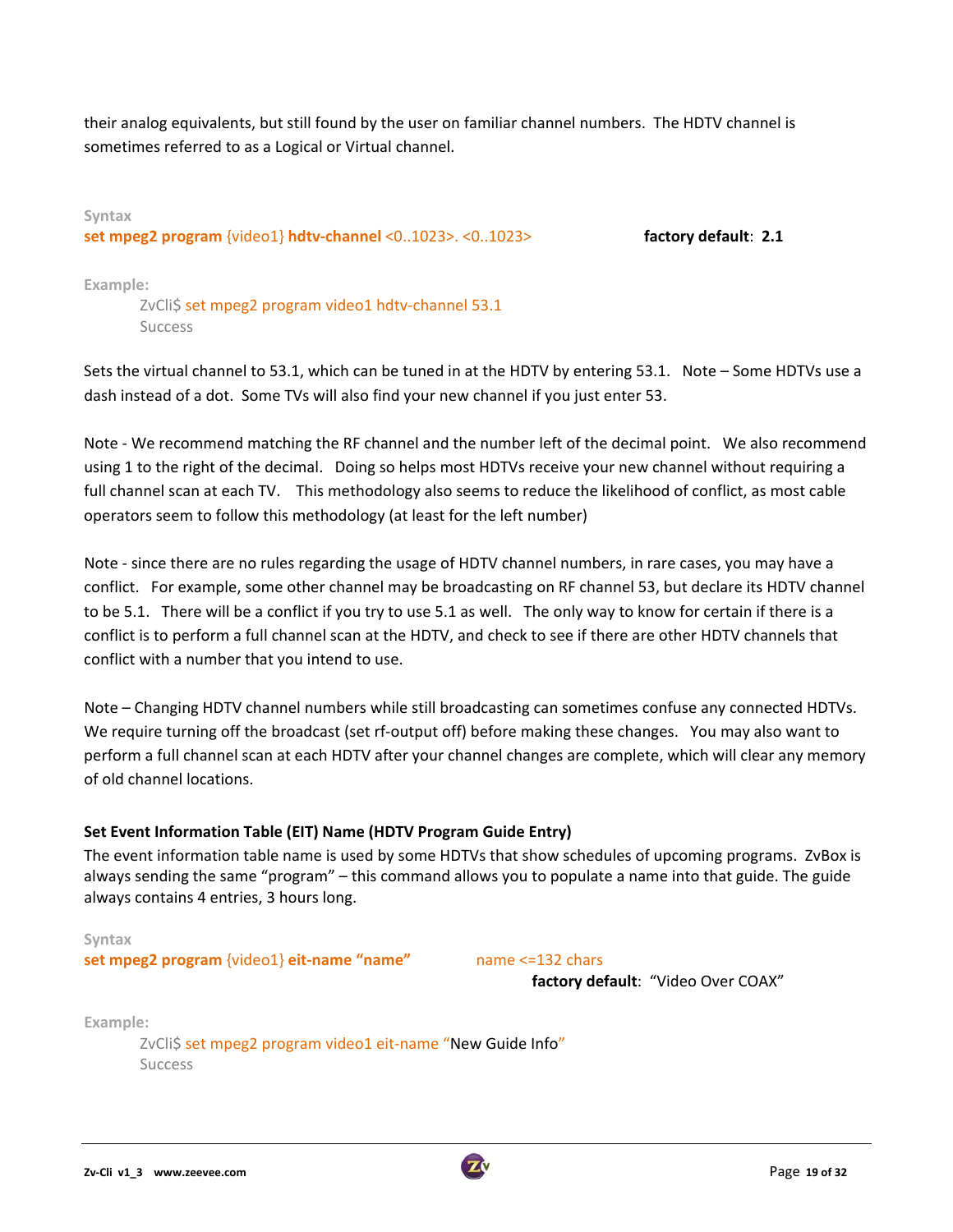their analog equivalents, but still found by the user on familiar channel numbers. The HDTV channel is sometimes referred to as a Logical or Virtual channel.

**Syntax**

**set mpeg2 program** {video1} **hdtv-channel** <0..1023>. <0..1023> **factory default**: **2.1**

**Example:**

```
ZvCli$ set mpeg2 program video1 hdtv-channel 53.1
Success
```

Sets the virtual channel to 53.1, which can be tuned in at the HDTV by entering 53.1. Note – Some HDTVs use a dash instead of a dot. Some TVs will also find your new channel if you just enter 53.

Note - We recommend matching the RF channel and the number left of the decimal point. We also recommend using 1 to the right of the decimal. Doing so helps most HDTVs receive your new channel without requiring a full channel scan at each TV. This methodology also seems to reduce the likelihood of conflict, as most cable operators seem to follow this methodology (at least for the left number)

Note - since there are no rules regarding the usage of HDTV channel numbers, in rare cases, you may have a conflict. For example, some other channel may be broadcasting on RF channel 53, but declare its HDTV channel to be 5.1. There will be a conflict if you try to use 5.1 as well. The only way to know for certain if there is a conflict is to perform a full channel scan at the HDTV, and check to see if there are other HDTV channels that conflict with a number that you intend to use.

Note – Changing HDTV channel numbers while still broadcasting can sometimes confuse any connected HDTVs. We require turning off the broadcast (set rf-output off) before making these changes. You may also want to perform a full channel scan at each HDTV after your channel changes are complete, which will clear any memory of old channel locations.

**Set Event Information Table (EIT) Name (HDTV Program Guide Entry)**

The event information table name is used by some HDTVs that show schedules of upcoming programs. ZvBox is always sending the same "program" – this command allows you to populate a name into that guide. The guide always contains 4 entries, 3 hours long.

**Syntax**

**set mpeg2 program** {video1} **eit-name "name"** name <=132 chars

**factory default**: "Video Over COAX"

**Example:**

```
ZvCli$ set mpeg2 program video1 eit-name "New Guide Info"
Success
```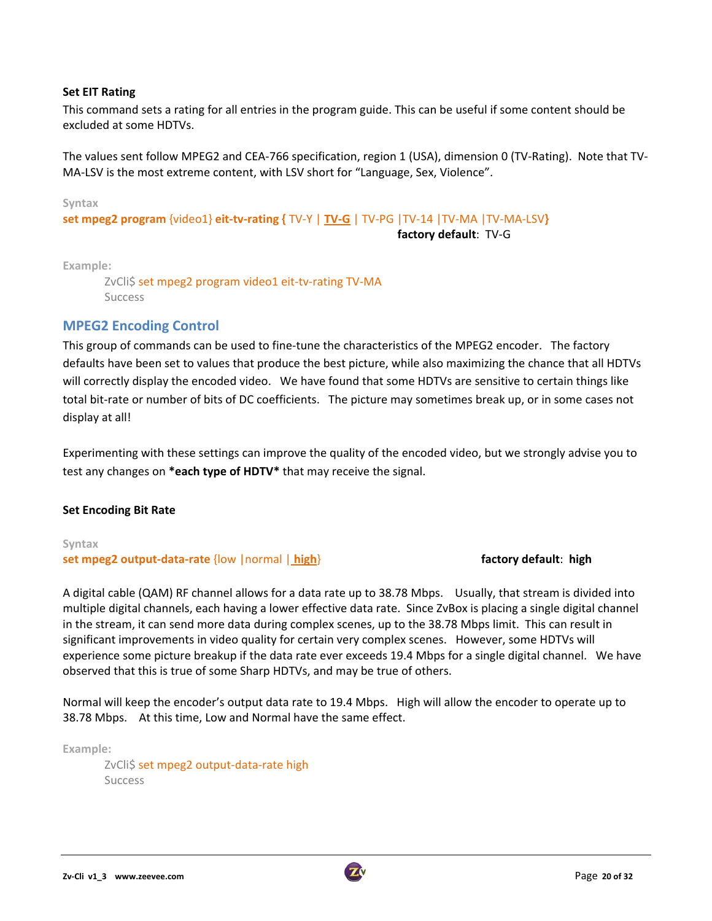**Set EIT Rating**

This command sets a rating for all entries in the program guide. This can be useful if some content should be excluded at some HDTVs.

The values sent follow MPEG2 and CEA-766 specification, region 1 (USA), dimension 0 (TV-Rating). Note that TV-MA-LSV is the most extreme content, with LSV short for “Language, Sex, Violence”.

Syntax

**set mpeg2 program** {video1} **eit-tv-rating {** TV-Y | **TV-G** | TV-PG |TV-14 |TV-MA |TV-MA-LSV**}**

**factory default**: TV-G

Example:

```
ZvCli$ set mpeg2 program video1 eit-tv-rating TV-MA
Success
```

## MPEG2 Encoding Control

This group of commands can be used to fine-tune the characteristics of the MPEG2 encoder. The factory defaults have been set to values that produce the best picture, while also maximizing the chance that all HDTVs will correctly display the encoded video. We have found that some HDTVs are sensitive to certain things like total bit-rate or number of bits of DC coefficients. The picture may sometimes break up, or in some cases not display at all!

Experimenting with these settings can improve the quality of the encoded video, but we strongly advise you to test any changes on ***each type of HDTV*** that may receive the signal.

**Set Encoding Bit Rate**

Syntax

**set mpeg2 output-data-rate** {low |normal | **high**}

**factory default**: **high**

A digital cable (QAM) RF channel allows for a data rate up to 38.78 Mbps. Usually, that stream is divided into multiple digital channels, each having a lower effective data rate. Since ZvBox is placing a single digital channel in the stream, it can send more data during complex scenes, up to the 38.78 Mbps limit. This can result in significant improvements in video quality for certain very complex scenes. However, some HDTVs will experience some picture breakup if the data rate ever exceeds 19.4 Mbps for a single digital channel. We have observed that this is true of some Sharp HDTVs, and may be true of others.

Normal will keep the encoder’s output data rate to 19.4 Mbps. High will allow the encoder to operate up to 38.78 Mbps. At this time, Low and Normal have the same effect.

Example:

```
ZvCli$ set mpeg2 output-data-rate high
Success
```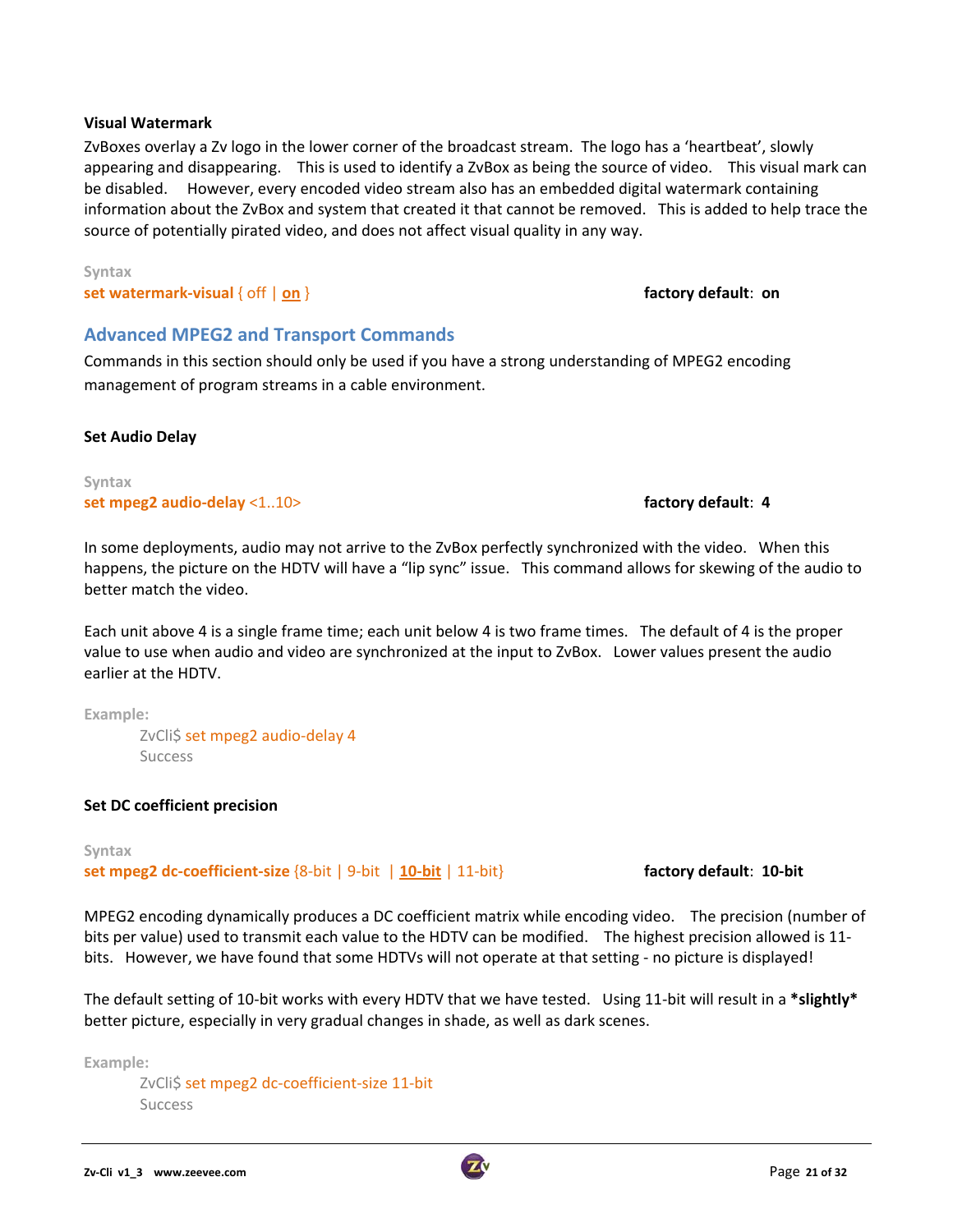**Visual Watermark**

ZvBoxes overlay a Zv logo in the lower corner of the broadcast stream. The logo has a 'heartbeat', slowly appearing and disappearing. This is used to identify a ZvBox as being the source of video. This visual mark can be disabled. However, every encoded video stream also has an embedded digital watermark containing information about the ZvBox and system that created it that cannot be removed. This is added to help trace the source of potentially pirated video, and does not affect visual quality in any way.

Syntax

**set watermark-visual** { off | **on** } **factory default**: **on**

## Advanced MPEG2 and Transport Commands

Commands in this section should only be used if you have a strong understanding of MPEG2 encoding management of program streams in a cable environment.

**Set Audio Delay**

Syntax

**set mpeg2 audio-delay** <1..10> **factory default**: **4**

In some deployments, audio may not arrive to the ZvBox perfectly synchronized with the video. When this happens, the picture on the HDTV will have a "lip sync" issue. This command allows for skewing of the audio to better match the video.

Each unit above 4 is a single frame time; each unit below 4 is two frame times. The default of 4 is the proper value to use when audio and video are synchronized at the input to ZvBox. Lower values present the audio earlier at the HDTV.

Example:

```
ZvCli$ set mpeg2 audio-delay 4
Success
```

**Set DC coefficient precision**

Syntax

**set mpeg2 dc-coefficient-size** {8-bit | 9-bit | **10-bit** | 11-bit} **factory default**: **10-bit**

MPEG2 encoding dynamically produces a DC coefficient matrix while encoding video. The precision (number of bits per value) used to transmit each value to the HDTV can be modified. The highest precision allowed is 11-bits. However, we have found that some HDTVs will not operate at that setting - no picture is displayed!

The default setting of 10-bit works with every HDTV that we have tested. Using 11-bit will result in a ***slightly*** better picture, especially in very gradual changes in shade, as well as dark scenes.

Example:

```
ZvCli$ set mpeg2 dc-coefficient-size 11-bit
Success
```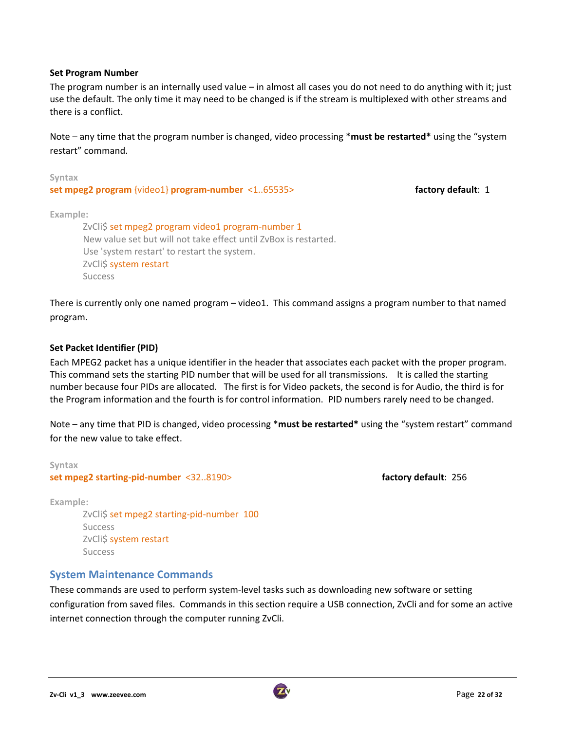**Set Program Number**

The program number is an internally used value – in almost all cases you do not need to do anything with it; just use the default. The only time it may need to be changed is if the stream is multiplexed with other streams and there is a conflict.

Note – any time that the program number is changed, video processing ***must be restarted*** using the "system restart" command.

Syntax

**set mpeg2 program** {video1} **program-number** <1..65535> **factory default**: 1

Example:

```
ZvCli$ set mpeg2 program video1 program-number 1
New value set but will not take effect until ZvBox is restarted.
Use 'system restart' to restart the system.
ZvCli$ system restart
Success
```

There is currently only one named program – video1. This command assigns a program number to that named program.

**Set Packet Identifier (PID)**

Each MPEG2 packet has a unique identifier in the header that associates each packet with the proper program. This command sets the starting PID number that will be used for all transmissions. It is called the starting number because four PIDs are allocated. The first is for Video packets, the second is for Audio, the third is for the Program information and the fourth is for control information. PID numbers rarely need to be changed.

Note – any time that PID is changed, video processing ***must be restarted*** using the "system restart" command for the new value to take effect.

Syntax

**set mpeg2 starting-pid-number** <32..8190> **factory default**: 256

Example:

```
ZvCli$ set mpeg2 starting-pid-number 100
Success
ZvCli$ system restart
Success
```

## System Maintenance Commands

These commands are used to perform system-level tasks such as downloading new software or setting configuration from saved files. Commands in this section require a USB connection, ZvCli and for some an active internet connection through the computer running ZvCli.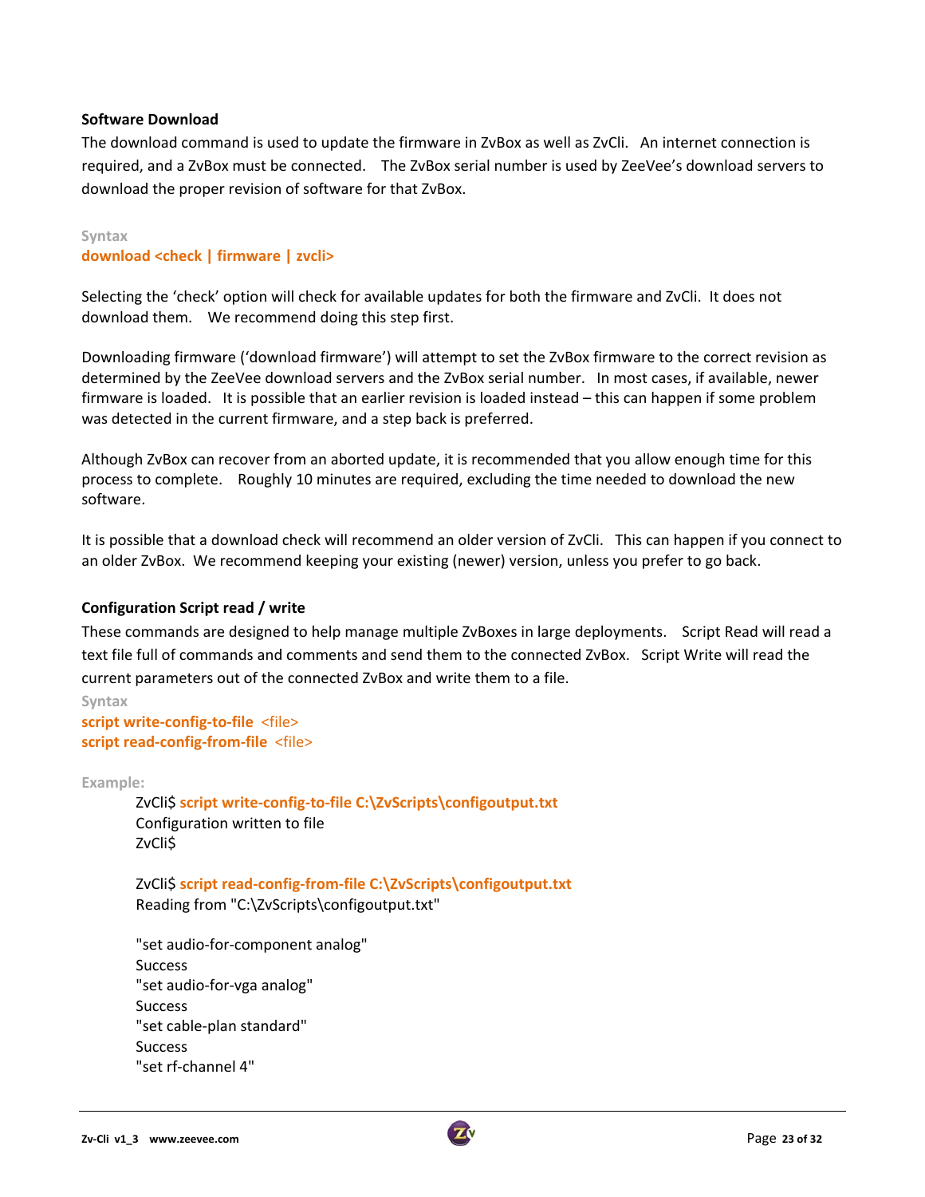### Software Download

The download command is used to update the firmware in ZvBox as well as ZvCli. An internet connection is required, and a ZvBox must be connected. The ZvBox serial number is used by ZeeVee's download servers to download the proper revision of software for that ZvBox.

Syntax

**download <check | firmware | zvcli>**

Selecting the 'check' option will check for available updates for both the firmware and ZvCli. It does not download them. We recommend doing this step first.

Downloading firmware ('download firmware') will attempt to set the ZvBox firmware to the correct revision as determined by the ZeeVee download servers and the ZvBox serial number. In most cases, if available, newer firmware is loaded. It is possible that an earlier revision is loaded instead – this can happen if some problem was detected in the current firmware, and a step back is preferred.

Although ZvBox can recover from an aborted update, it is recommended that you allow enough time for this process to complete. Roughly 10 minutes are required, excluding the time needed to download the new software.

It is possible that a download check will recommend an older version of ZvCli. This can happen if you connect to an older ZvBox. We recommend keeping your existing (newer) version, unless you prefer to go back.

### Configuration Script read / write

These commands are designed to help manage multiple ZvBoxes in large deployments. Script Read will read a text file full of commands and comments and send them to the connected ZvBox. Script Write will read the current parameters out of the connected ZvBox and write them to a file.

Syntax

**script write-config-to-file** <file>
**script read-config-from-file** <file>

Example:

```
ZvCli$ script write-config-to-file C:\ZvScripts\configoutput.txt
Configuration written to file
ZvCli$

ZvCli$ script read-config-from-file C:\ZvScripts\configoutput.txt
Reading from "C:\ZvScripts\configoutput.txt"

"set audio-for-component analog"
Success
"set audio-for-vga analog"
Success
"set cable-plan standard"
Success
"set rf-channel 4"
```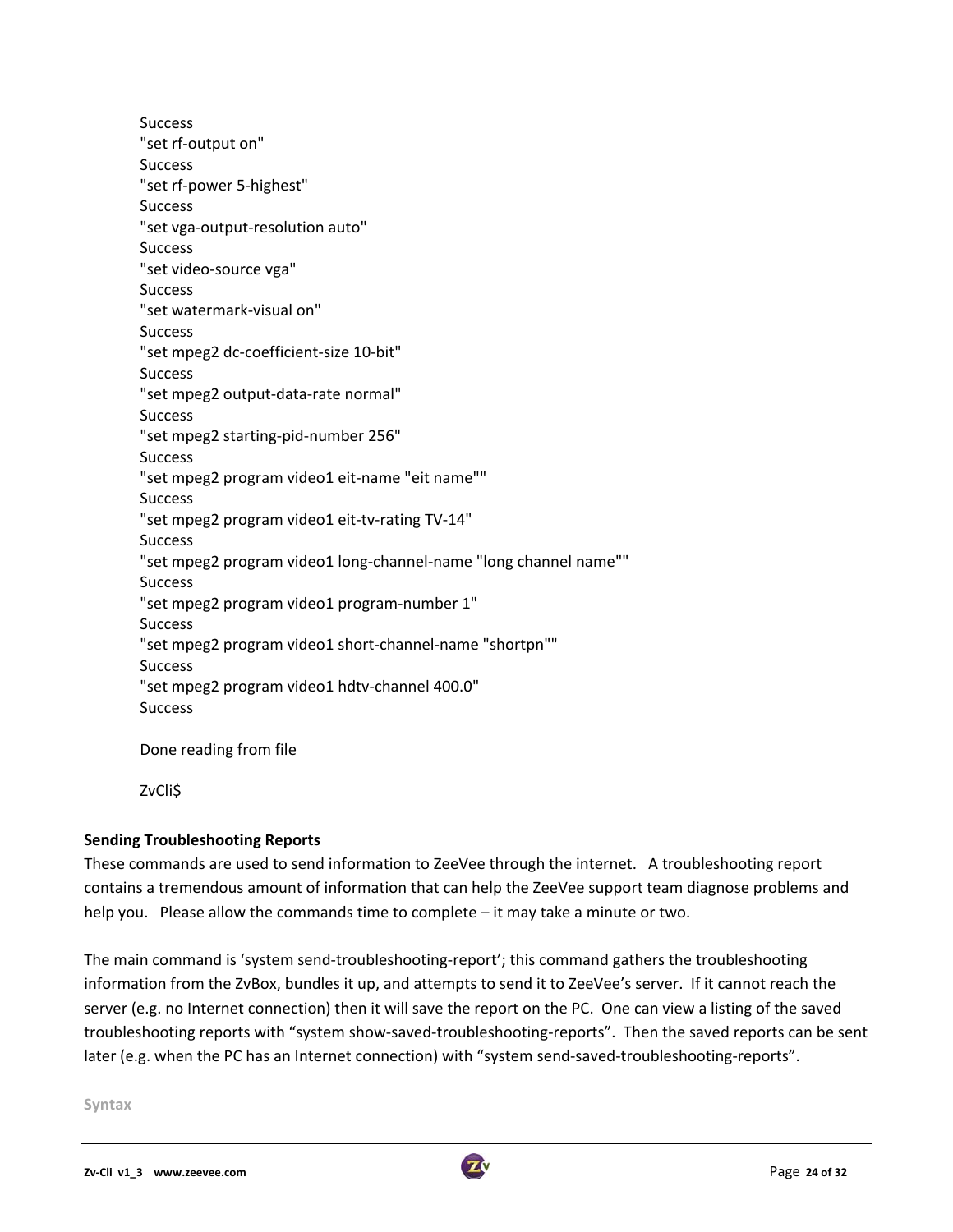```
Success
"set rf-output on"
Success
"set rf-power 5-highest"
Success
"set vga-output-resolution auto"
Success
"set video-source vga"
Success
"set watermark-visual on"
Success
"set mpeg2 dc-coefficient-size 10-bit"
Success
"set mpeg2 output-data-rate normal"
Success
"set mpeg2 starting-pid-number 256"
Success
"set mpeg2 program video1 eit-name "eit name""
Success
"set mpeg2 program video1 eit-tv-rating TV-14"
Success
"set mpeg2 program video1 long-channel-name "long channel name""
Success
"set mpeg2 program video1 program-number 1"
Success
"set mpeg2 program video1 short-channel-name "shortpn""
Success
"set mpeg2 program video1 hdtv-channel 400.0"
Success

Done reading from file

ZvCli$
```

**Sending Troubleshooting Reports**

These commands are used to send information to ZeeVee through the internet. A troubleshooting report contains a tremendous amount of information that can help the ZeeVee support team diagnose problems and help you. Please allow the commands time to complete – it may take a minute or two.

The main command is 'system send-troubleshooting-report'; this command gathers the troubleshooting information from the ZvBox, bundles it up, and attempts to send it to ZeeVee's server. If it cannot reach the server (e.g. no Internet connection) then it will save the report on the PC. One can view a listing of the saved troubleshooting reports with "system show-saved-troubleshooting-reports". Then the saved reports can be sent later (e.g. when the PC has an Internet connection) with "system send-saved-troubleshooting-reports".

**Syntax**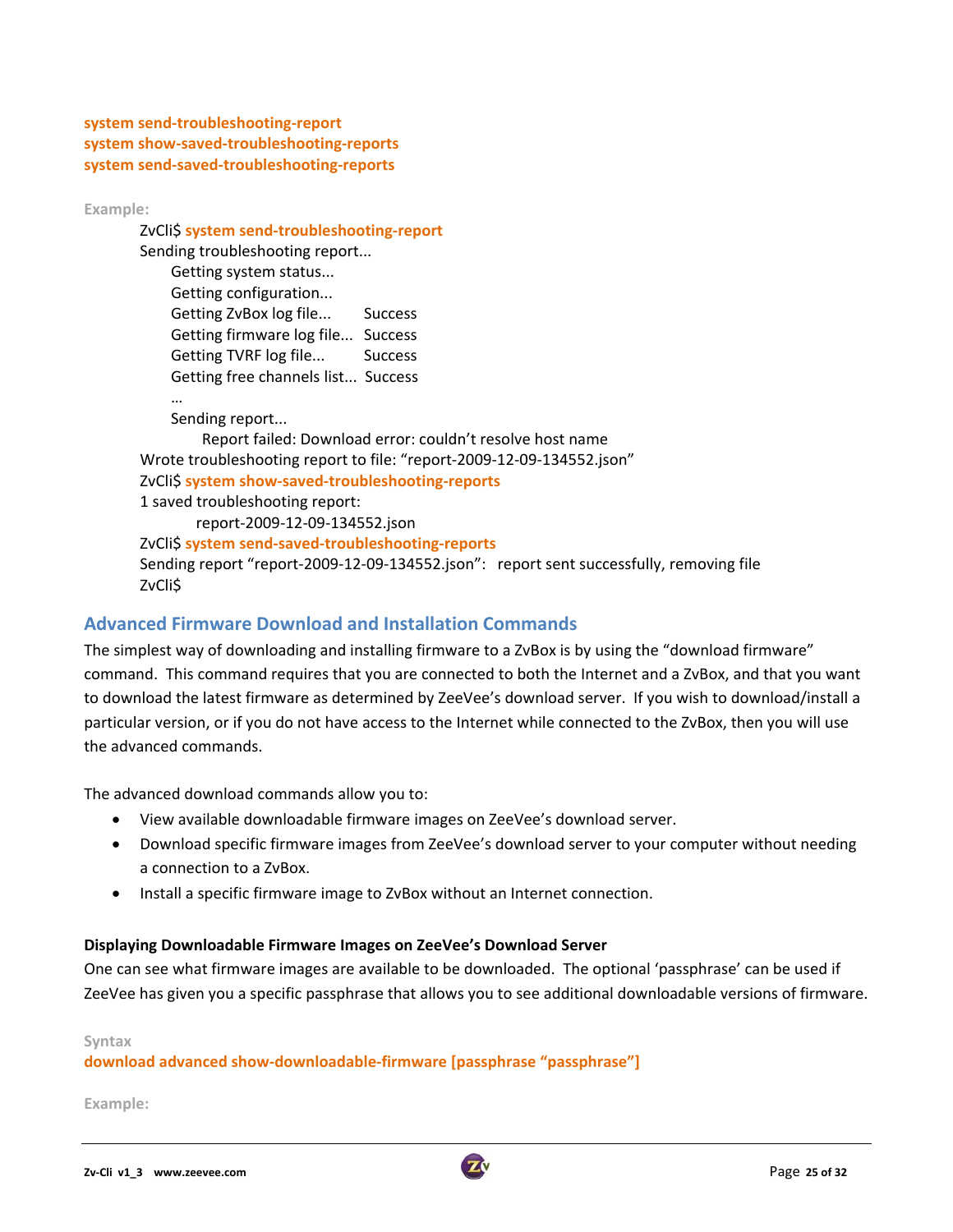**system send-troubleshooting-report**
**system show-saved-troubleshooting-reports**
**system send-saved-troubleshooting-reports**

**Example:**

```
ZvCli$ system send-troubleshooting-report
Sending troubleshooting report...
    Getting system status...
    Getting configuration...
    Getting ZvBox log file...       Success
    Getting firmware log file...  Success
    Getting TVRF log file...        Success
    Getting free channels list...  Success
    …
    Sending report...
        Report failed: Download error: couldn't resolve host name
Wrote troubleshooting report to file: "report-2009-12-09-134552.json"
ZvCli$ system show-saved-troubleshooting-reports
1 saved troubleshooting report:
        report-2009-12-09-134552.json
ZvCli$ system send-saved-troubleshooting-reports
Sending report "report-2009-12-09-134552.json":   report sent successfully, removing file
ZvCli$
```

## Advanced Firmware Download and Installation Commands

The simplest way of downloading and installing firmware to a ZvBox is by using the "download firmware" command. This command requires that you are connected to both the Internet and a ZvBox, and that you want to download the latest firmware as determined by ZeeVee's download server. If you wish to download/install a particular version, or if you do not have access to the Internet while connected to the ZvBox, then you will use the advanced commands.

The advanced download commands allow you to:

- View available downloadable firmware images on ZeeVee's download server.
- Download specific firmware images from ZeeVee's download server to your computer without needing a connection to a ZvBox.
- Install a specific firmware image to ZvBox without an Internet connection.

### Displaying Downloadable Firmware Images on ZeeVee's Download Server

One can see what firmware images are available to be downloaded. The optional 'passphrase' can be used if ZeeVee has given you a specific passphrase that allows you to see additional downloadable versions of firmware.

**Syntax**

**download advanced show-downloadable-firmware [passphrase "passphrase"]**

**Example:**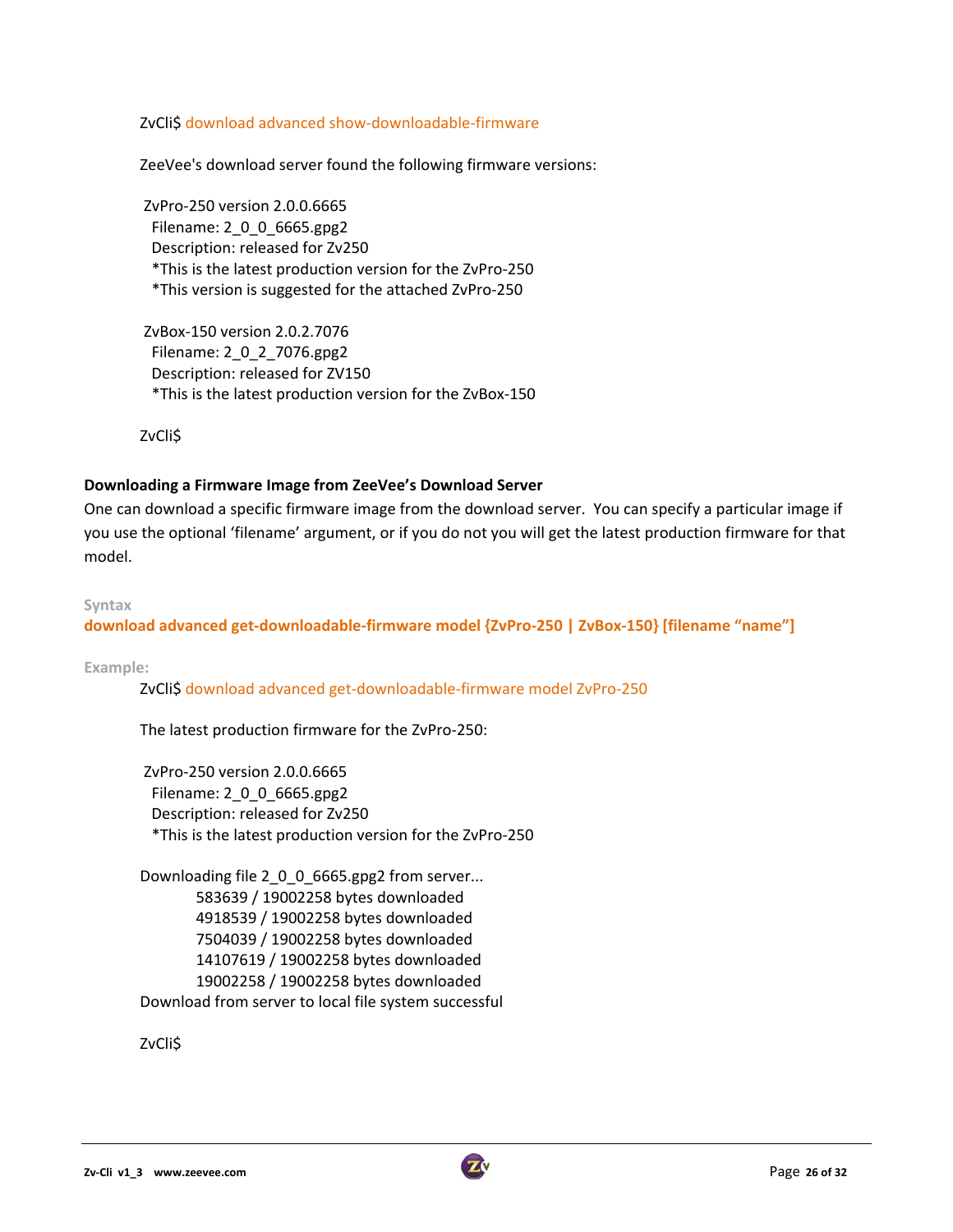```
ZvCli$ download advanced show-downloadable-firmware

ZeeVee's download server found the following firmware versions:

 ZvPro-250 version 2.0.0.6665
   Filename: 2_0_0_6665.gpg2
   Description: released for Zv250
   *This is the latest production version for the ZvPro-250
   *This version is suggested for the attached ZvPro-250

 ZvBox-150 version 2.0.2.7076
   Filename: 2_0_2_7076.gpg2
   Description: released for ZV150
   *This is the latest production version for the ZvBox-150

ZvCli$
```

**Downloading a Firmware Image from ZeeVee's Download Server**

One can download a specific firmware image from the download server. You can specify a particular image if you use the optional 'filename' argument, or if you do not you will get the latest production firmware for that model.

**Syntax**

**download advanced get-downloadable-firmware model {ZvPro-250 | ZvBox-150} [filename "name"]**

**Example:**

```
ZvCli$ download advanced get-downloadable-firmware model ZvPro-250

The latest production firmware for the ZvPro-250:

 ZvPro-250 version 2.0.0.6665
   Filename: 2_0_0_6665.gpg2
   Description: released for Zv250
   *This is the latest production version for the ZvPro-250

Downloading file 2_0_0_6665.gpg2 from server...
        583639 / 19002258 bytes downloaded
        4918539 / 19002258 bytes downloaded
        7504039 / 19002258 bytes downloaded
        14107619 / 19002258 bytes downloaded
        19002258 / 19002258 bytes downloaded
Download from server to local file system successful

ZvCli$
```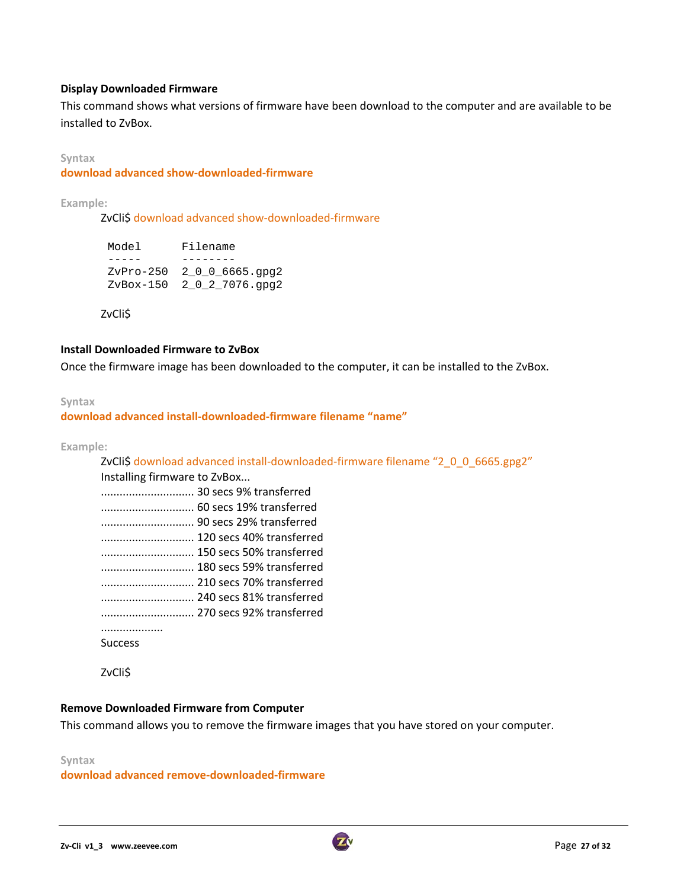### Display Downloaded Firmware

This command shows what versions of firmware have been download to the computer and are available to be installed to ZvBox.

**Syntax**

**download advanced show-downloaded-firmware**

**Example:**

```
ZvCli$ download advanced show-downloaded-firmware

 Model      Filename
 -----      --------
 ZvPro-250  2_0_0_6665.gpg2
 ZvBox-150  2_0_2_7076.gpg2

ZvCli$
```

### Install Downloaded Firmware to ZvBox

Once the firmware image has been downloaded to the computer, it can be installed to the ZvBox.

**Syntax**

**download advanced install-downloaded-firmware filename "name"**

**Example:**

```
ZvCli$ download advanced install-downloaded-firmware filename "2_0_0_6665.gpg2"
Installing firmware to ZvBox...
............................. 30 secs 9% transferred
............................. 60 secs 19% transferred
............................. 90 secs 29% transferred
............................. 120 secs 40% transferred
............................. 150 secs 50% transferred
............................. 180 secs 59% transferred
............................. 210 secs 70% transferred
............................. 240 secs 81% transferred
............................. 270 secs 92% transferred
...................
Success

ZvCli$
```

### Remove Downloaded Firmware from Computer

This command allows you to remove the firmware images that you have stored on your computer.

**Syntax**

**download advanced remove-downloaded-firmware**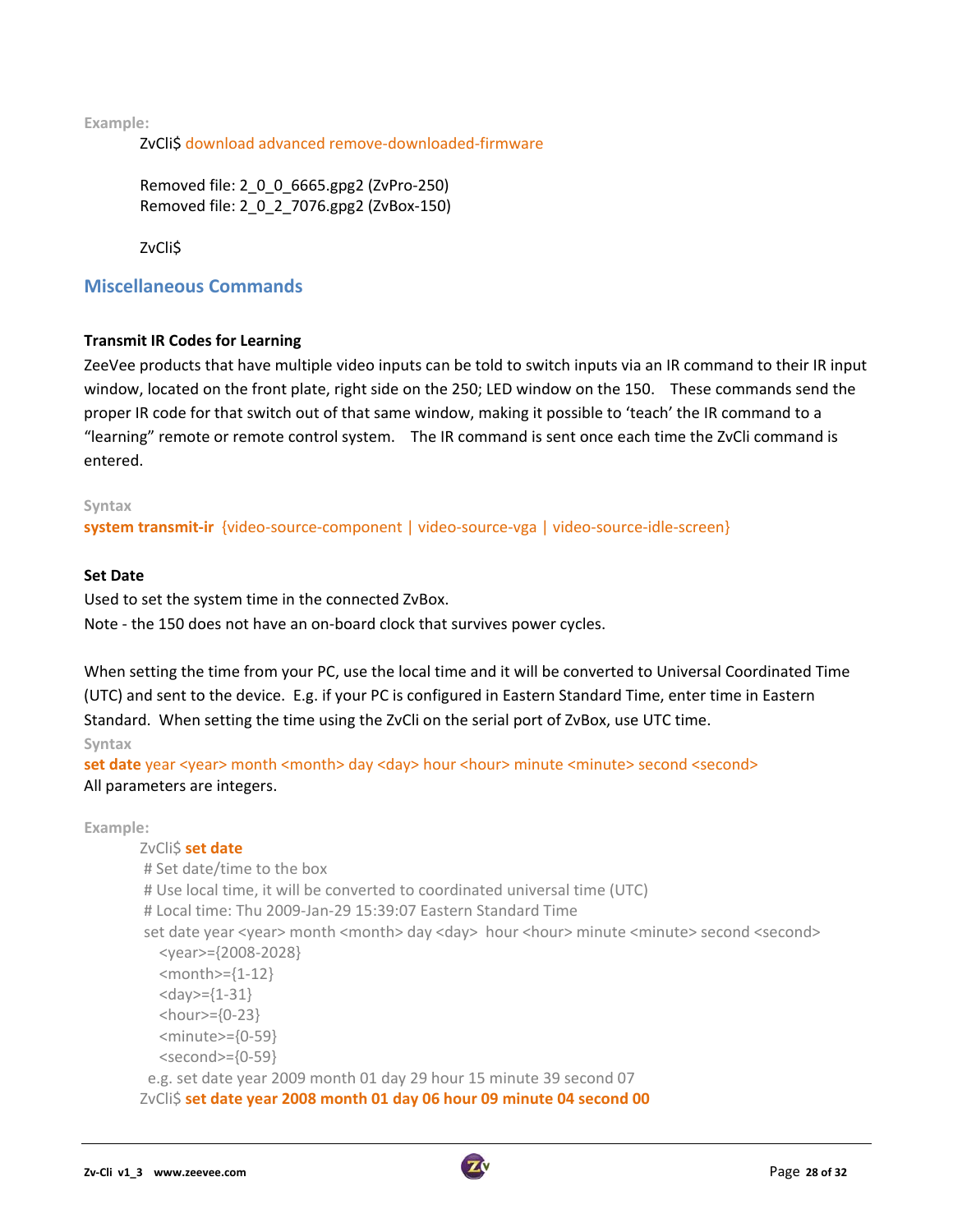**Example:**

```
ZvCli$ download advanced remove-downloaded-firmware

Removed file: 2_0_0_6665.gpg2 (ZvPro-250)
Removed file: 2_0_2_7076.gpg2 (ZvBox-150)

ZvCli$
```

## Miscellaneous Commands

### Transmit IR Codes for Learning

ZeeVee products that have multiple video inputs can be told to switch inputs via an IR command to their IR input window, located on the front plate, right side on the 250; LED window on the 150. These commands send the proper IR code for that switch out of that same window, making it possible to 'teach' the IR command to a "learning" remote or remote control system. The IR command is sent once each time the ZvCli command is entered.

**Syntax**

**system transmit-ir** {video-source-component | video-source-vga | video-source-idle-screen}

### Set Date

Used to set the system time in the connected ZvBox.
Note - the 150 does not have an on-board clock that survives power cycles.

When setting the time from your PC, use the local time and it will be converted to Universal Coordinated Time (UTC) and sent to the device. E.g. if your PC is configured in Eastern Standard Time, enter time in Eastern Standard. When setting the time using the ZvCli on the serial port of ZvBox, use UTC time.

**Syntax**

**set date** year <year> month <month> day <day> hour <hour> minute <minute> second <second>

All parameters are integers.

**Example:**

```
ZvCli$ set date
 # Set date/time to the box
 # Use local time, it will be converted to coordinated universal time (UTC)
 # Local time: Thu 2009-Jan-29 15:39:07 Eastern Standard Time
 set date year <year> month <month> day <day>  hour <hour> minute <minute> second <second>
    <year>={2008-2028}
    <month>={1-12}
    <day>={1-31}
    <hour>={0-23}
    <minute>={0-59}
    <second>={0-59}
  e.g. set date year 2009 month 01 day 29 hour 15 minute 39 second 07
ZvCli$ set date year 2008 month 01 day 06 hour 09 minute 04 second 00
```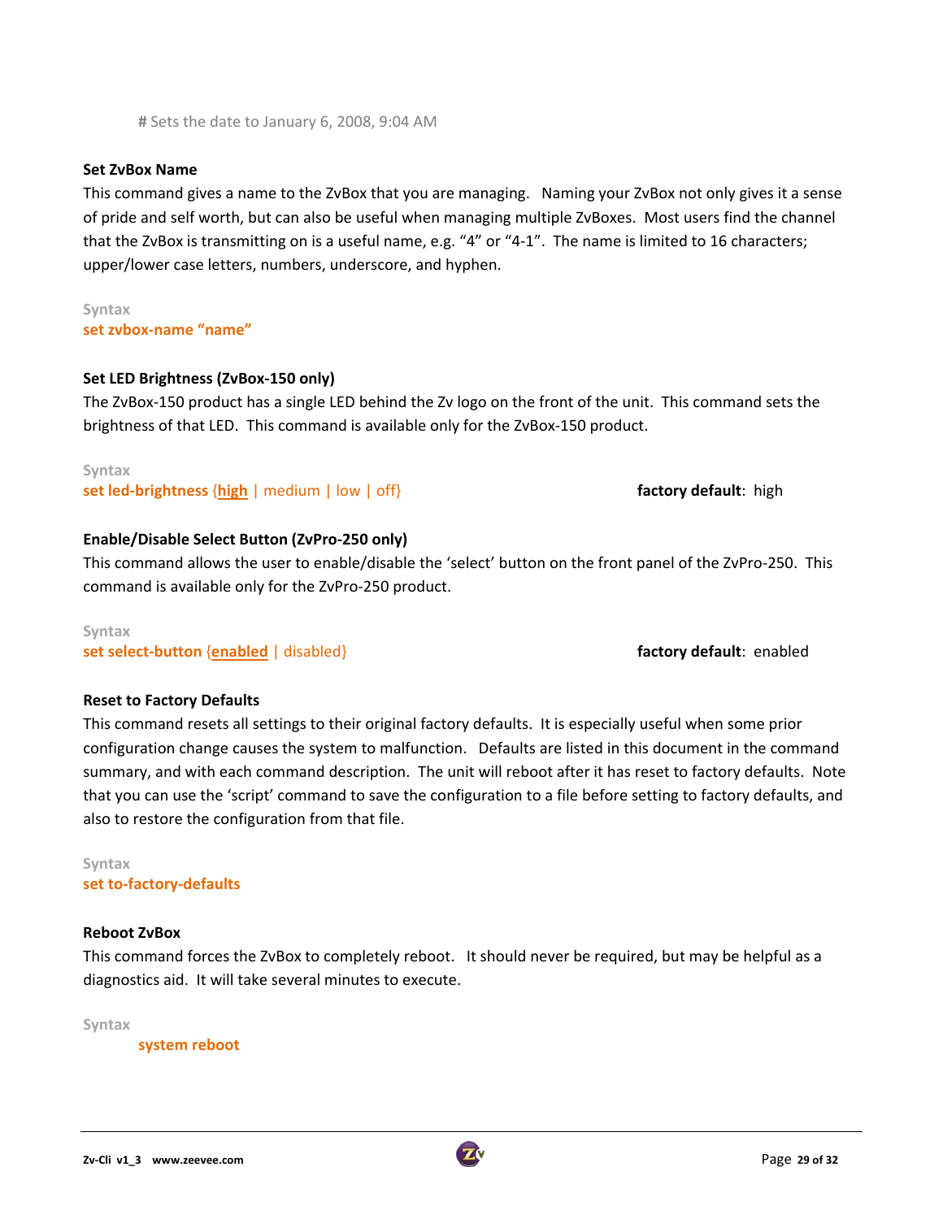# Sets the date to January 6, 2008, 9:04 AM

**Set ZvBox Name**

This command gives a name to the ZvBox that you are managing. Naming your ZvBox not only gives it a sense of pride and self worth, but can also be useful when managing multiple ZvBoxes. Most users find the channel that the ZvBox is transmitting on is a useful name, e.g. "4" or "4-1". The name is limited to 16 characters; upper/lower case letters, numbers, underscore, and hyphen.

Syntax

**set zvbox-name "name"**

**Set LED Brightness (ZvBox-150 only)**

The ZvBox-150 product has a single LED behind the Zv logo on the front of the unit. This command sets the brightness of that LED. This command is available only for the ZvBox-150 product.

Syntax

**set led-brightness** {**high** | medium | low | off} **factory default**: high

**Enable/Disable Select Button (ZvPro-250 only)**

This command allows the user to enable/disable the 'select' button on the front panel of the ZvPro-250. This command is available only for the ZvPro-250 product.

Syntax

**set select-button** {**enabled** | disabled} **factory default**: enabled

**Reset to Factory Defaults**

This command resets all settings to their original factory defaults. It is especially useful when some prior configuration change causes the system to malfunction. Defaults are listed in this document in the command summary, and with each command description. The unit will reboot after it has reset to factory defaults. Note that you can use the 'script' command to save the configuration to a file before setting to factory defaults, and also to restore the configuration from that file.

Syntax

**set to-factory-defaults**

**Reboot ZvBox**

This command forces the ZvBox to completely reboot. It should never be required, but may be helpful as a diagnostics aid. It will take several minutes to execute.

Syntax

**system reboot**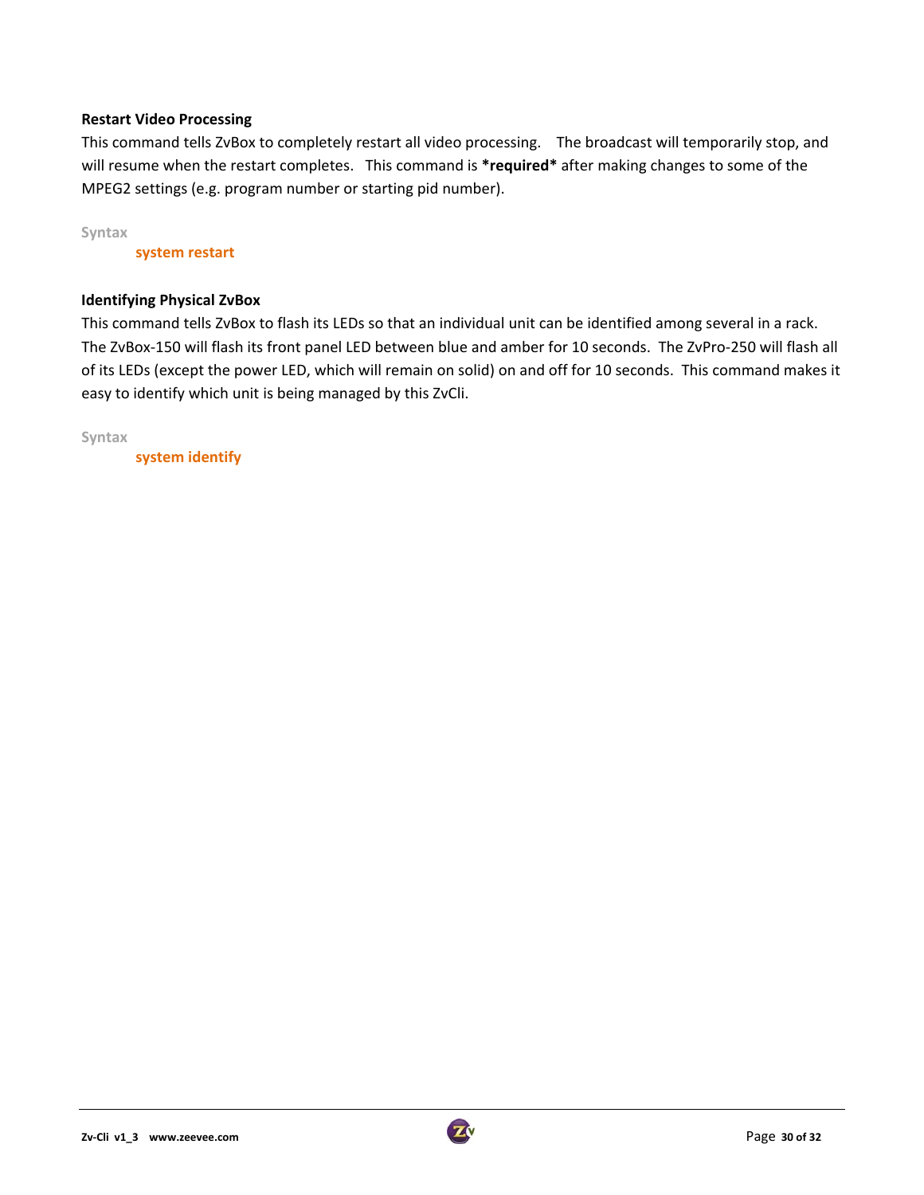### Restart Video Processing

This command tells ZvBox to completely restart all video processing. The broadcast will temporarily stop, and will resume when the restart completes. This command is ***required*** after making changes to some of the MPEG2 settings (e.g. program number or starting pid number).

Syntax

```
system restart
```

### Identifying Physical ZvBox

This command tells ZvBox to flash its LEDs so that an individual unit can be identified among several in a rack. The ZvBox-150 will flash its front panel LED between blue and amber for 10 seconds. The ZvPro-250 will flash all of its LEDs (except the power LED, which will remain on solid) on and off for 10 seconds. This command makes it easy to identify which unit is being managed by this ZvCli.

Syntax

```
system identify
```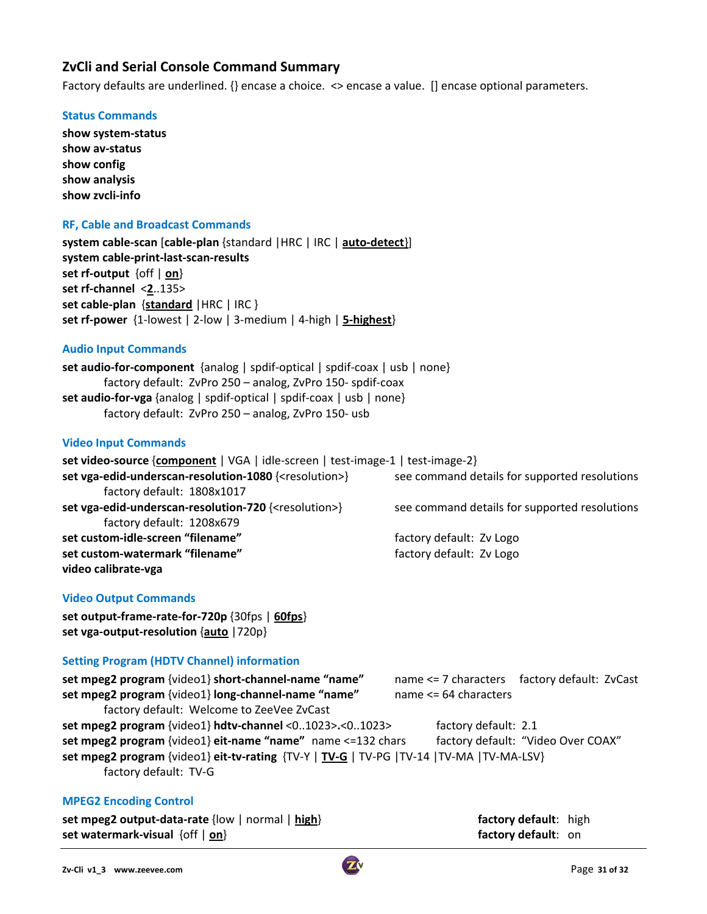## ZvCli and Serial Console Command Summary

Factory defaults are underlined. {} encase a choice. <> encase a value. [] encase optional parameters.

### Status Commands

**show system-status**
**show av-status**
**show config**
**show analysis**
**show zvcli-info**

### RF, Cable and Broadcast Commands

**system cable-scan** [**cable-plan** {standard |HRC | IRC | **<u>auto-detect</u>**}]
**system cable-print-last-scan-results**
**set rf-output** {off | **<u>on</u>**}
**set rf-channel** <**<u>2</u>**..135>
**set cable-plan** {**<u>standard</u>** |HRC | IRC }
**set rf-power** {1-lowest | 2-low | 3-medium | 4-high | **<u>5-highest</u>**}

### Audio Input Commands

**set audio-for-component** {analog | spdif-optical | spdif-coax | usb | none}
factory default: ZvPro 250 – analog, ZvPro 150- spdif-coax
**set audio-for-vga** {analog | spdif-optical | spdif-coax | usb | none}
factory default: ZvPro 250 – analog, ZvPro 150- usb

### Video Input Commands

**set video-source** {**<u>component</u>** | VGA | idle-screen | test-image-1 | test-image-2}
**set vga-edid-underscan-resolution-1080** {<resolution>} see command details for supported resolutions
factory default: 1808x1017
**set vga-edid-underscan-resolution-720** {<resolution>} see command details for supported resolutions
factory default: 1208x679
**set custom-idle-screen "filename"** factory default: Zv Logo
**set custom-watermark "filename"** factory default: Zv Logo
**video calibrate-vga**

### Video Output Commands

**set output-frame-rate-for-720p** {30fps | **<u>60fps</u>**}
**set vga-output-resolution** {**<u>auto</u>** |720p}

### Setting Program (HDTV Channel) information

**set mpeg2 program** {video1} **short-channel-name "name"** name <= 7 characters factory default: ZvCast
**set mpeg2 program** {video1} **long-channel-name "name"** name <= 64 characters
factory default: Welcome to ZeeVee ZvCast
**set mpeg2 program** {video1} **hdtv-channel** <0..1023>**.**<0..1023> factory default: 2.1
**set mpeg2 program** {video1} **eit-name "name"** name <=132 chars factory default: "Video Over COAX"
**set mpeg2 program** {video1} **eit-tv-rating** {TV-Y | **<u>TV-G</u>** | TV-PG |TV-14 |TV-MA |TV-MA-LSV}
factory default: TV-G

### MPEG2 Encoding Control

**set mpeg2 output-data-rate** {low | normal | **<u>high</u>**} **factory default**: high
**set watermark-visual** {off | **<u>on</u>**} **factory default**: on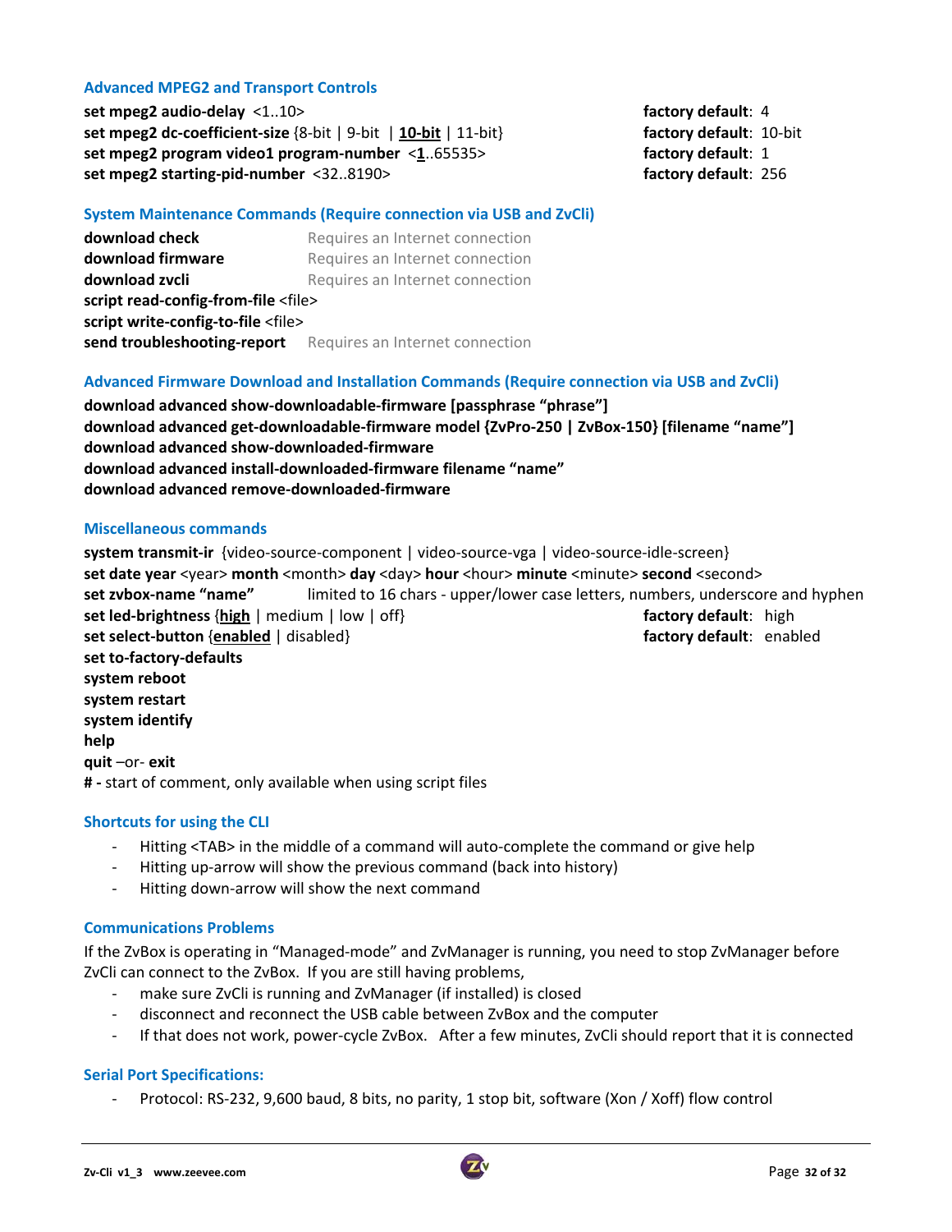### Advanced MPEG2 and Transport Controls

**set mpeg2 audio-delay** <1..10> **factory default**: 4
**set mpeg2 dc-coefficient-size** {8-bit | 9-bit | **<u>10-bit</u>** | 11-bit} **factory default**: 10-bit
**set mpeg2 program video1 program-number** <**<u>1</u>**..65535> **factory default**: 1
**set mpeg2 starting-pid-number** <32..8190> **factory default**: 256

### System Maintenance Commands (Require connection via USB and ZvCli)

**download check** Requires an Internet connection
**download firmware** Requires an Internet connection
**download zvcli** Requires an Internet connection
**script read-config-from-file** <file>
**script write-config-to-file** <file>
**send troubleshooting-report** Requires an Internet connection

### Advanced Firmware Download and Installation Commands (Require connection via USB and ZvCli)

**download advanced show-downloadable-firmware [passphrase "phrase"]**
**download advanced get-downloadable-firmware model {ZvPro-250 | ZvBox-150} [filename "name"]**
**download advanced show-downloaded-firmware**
**download advanced install-downloaded-firmware filename "name"**
**download advanced remove-downloaded-firmware**

### Miscellaneous commands

**system transmit-ir** {video-source-component | video-source-vga | video-source-idle-screen}
**set date year** <year> **month** <month> **day** <day> **hour** <hour> **minute** <minute> **second** <second>
**set zvbox-name "name"** limited to 16 chars - upper/lower case letters, numbers, underscore and hyphen
**set led-brightness** {**<u>high</u>** | medium | low | off} **factory default**: high
**set select-button** {**<u>enabled</u>** | disabled} **factory default**: enabled
**set to-factory-defaults**
**system reboot**
**system restart**
**system identify**
**help**
**quit** –or- **exit**
**# -** start of comment, only available when using script files

### Shortcuts for using the CLI

- Hitting <TAB> in the middle of a command will auto-complete the command or give help
- Hitting up-arrow will show the previous command (back into history)
- Hitting down-arrow will show the next command

### Communications Problems

If the ZvBox is operating in "Managed-mode" and ZvManager is running, you need to stop ZvManager before ZvCli can connect to the ZvBox. If you are still having problems,

- make sure ZvCli is running and ZvManager (if installed) is closed
- disconnect and reconnect the USB cable between ZvBox and the computer
- If that does not work, power-cycle ZvBox. After a few minutes, ZvCli should report that it is connected

### Serial Port Specifications:

- Protocol: RS-232, 9,600 baud, 8 bits, no parity, 1 stop bit, software (Xon / Xoff) flow control